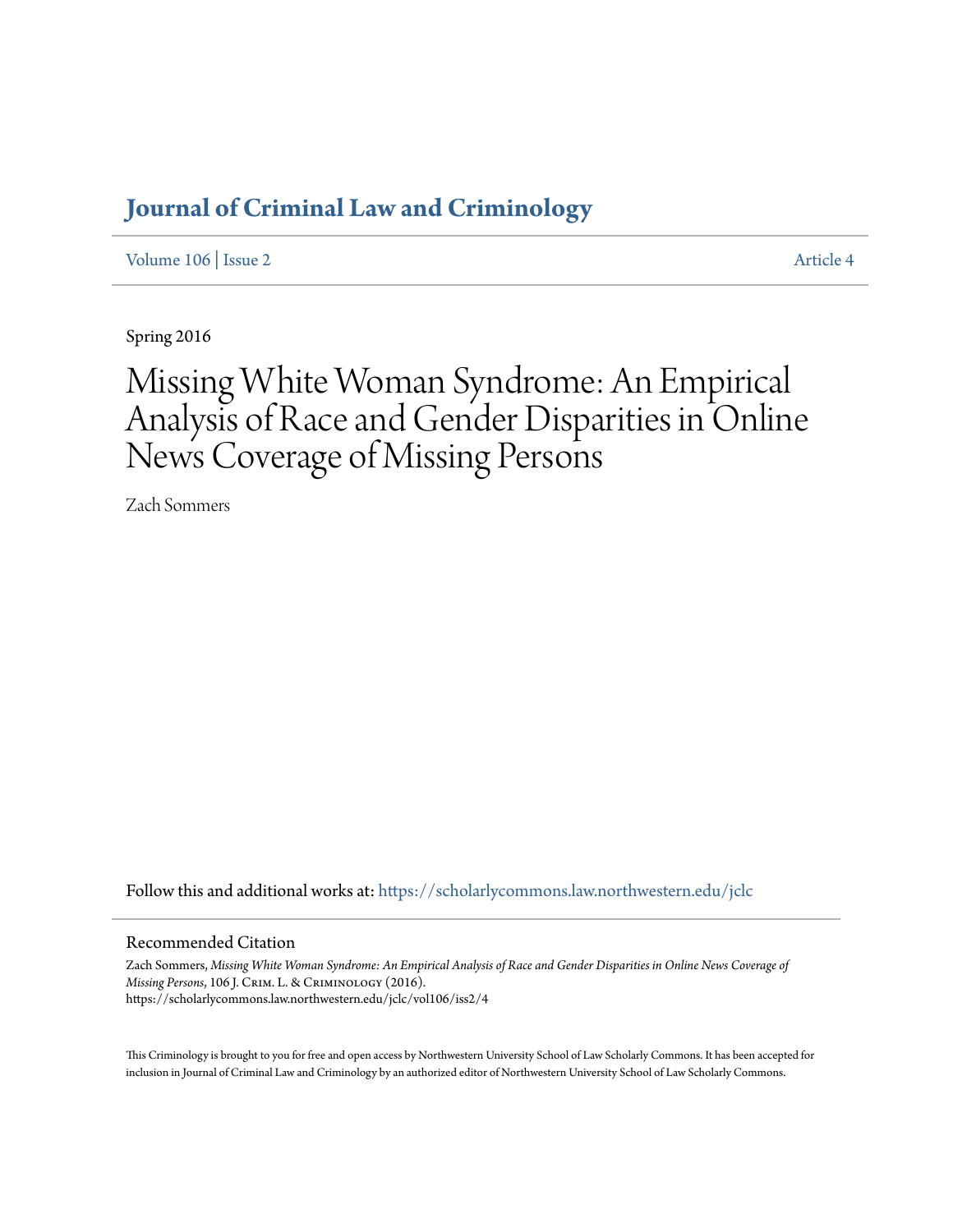# Journal of Criminal Law and Criminology

Volume 106 | Issue 2 Article 4

Spring 2016

# Missing White Woman Syndrome: An Empirical Analysis of Race and Gender Disparities in Online News Coverage of Missing Persons

Zach Sommers

Follow this and additional works at: https://scholarlycommons.law.northwestern.edu/jclc

## Recommended Citation

Zach Sommers, *Missing White Woman Syndrome: An Empirical Analysis of Race and Gender Disparities in Online News Coverage of Missing Persons*, 106 J. Crim. L. & Criminology (2016).
https://scholarlycommons.law.northwestern.edu/jclc/vol106/iss2/4

This Criminology is brought to you for free and open access by Northwestern University School of Law Scholarly Commons. It has been accepted for inclusion in Journal of Criminal Law and Criminology by an authorized editor of Northwestern University School of Law Scholarly Commons.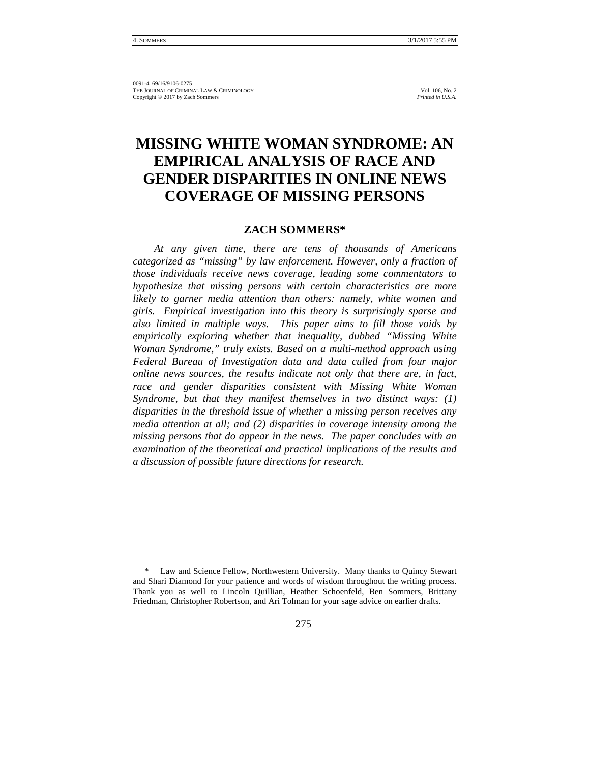0091-4169/16/9106-0275
THE JOURNAL OF CRIMINAL LAW & CRIMINOLOGY Vol. 106, No. 2
Copyright © 2017 by Zach Sommers *Printed in U.S.A.*

# MISSING WHITE WOMAN SYNDROME: AN EMPIRICAL ANALYSIS OF RACE AND GENDER DISPARITIES IN ONLINE NEWS COVERAGE OF MISSING PERSONS

## ZACH SOMMERS*

*At any given time, there are tens of thousands of Americans categorized as "missing" by law enforcement. However, only a fraction of those individuals receive news coverage, leading some commentators to hypothesize that missing persons with certain characteristics are more likely to garner media attention than others: namely, white women and girls. Empirical investigation into this theory is surprisingly sparse and also limited in multiple ways. This paper aims to fill those voids by empirically exploring whether that inequality, dubbed "Missing White Woman Syndrome," truly exists. Based on a multi-method approach using Federal Bureau of Investigation data and data culled from four major online news sources, the results indicate not only that there are, in fact, race and gender disparities consistent with Missing White Woman Syndrome, but that they manifest themselves in two distinct ways: (1) disparities in the threshold issue of whether a missing person receives any media attention at all; and (2) disparities in coverage intensity among the missing persons that do appear in the news. The paper concludes with an examination of the theoretical and practical implications of the results and a discussion of possible future directions for research.*

---

\* Law and Science Fellow, Northwestern University. Many thanks to Quincy Stewart and Shari Diamond for your patience and words of wisdom throughout the writing process. Thank you as well to Lincoln Quillian, Heather Schoenfeld, Ben Sommers, Brittany Friedman, Christopher Robertson, and Ari Tolman for your sage advice on earlier drafts.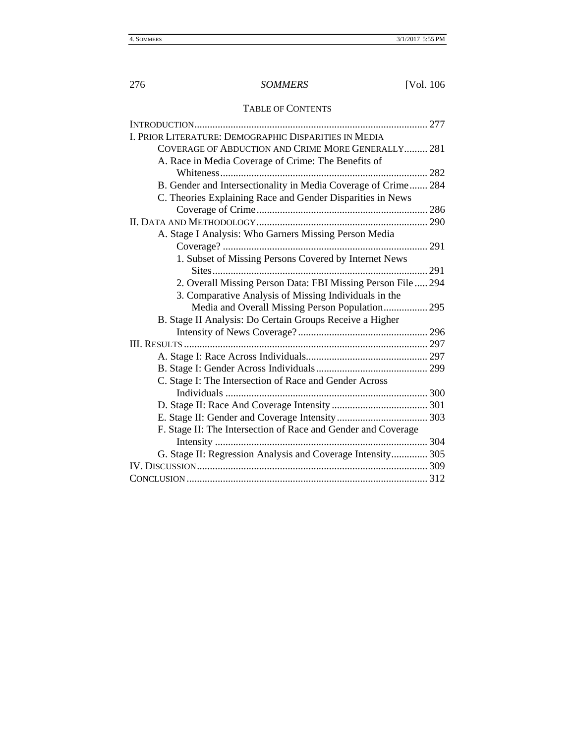## TABLE OF CONTENTS

INTRODUCTION .......................................................................................... 277

I. PRIOR LITERATURE: DEMOGRAPHIC DISPARITIES IN MEDIA COVERAGE OF ABDUCTION AND CRIME MORE GENERALLY ......... 281

- A. Race in Media Coverage of Crime: The Benefits of Whiteness ................................................................................ 282
- B. Gender and Intersectionality in Media Coverage of Crime ....... 284
- C. Theories Explaining Race and Gender Disparities in News Coverage of Crime .................................................................. 286

II. DATA AND METHODOLOGY .................................................................. 290

- A. Stage I Analysis: Who Garners Missing Person Media Coverage? ............................................................................... 291
  - 1. Subset of Missing Persons Covered by Internet News Sites ................................................................................... 291
  - 2. Overall Missing Person Data: FBI Missing Person File ..... 294
  - 3. Comparative Analysis of Missing Individuals in the Media and Overall Missing Person Population ................. 295
- B. Stage II Analysis: Do Certain Groups Receive a Higher Intensity of News Coverage? .................................................. 296

III. RESULTS .............................................................................................. 297

- A. Stage I: Race Across Individuals ............................................... 297
- B. Stage I: Gender Across Individuals ........................................... 299
- C. Stage I: The Intersection of Race and Gender Across Individuals .............................................................................. 300
- D. Stage II: Race And Coverage Intensity ..................................... 301
- E. Stage II: Gender and Coverage Intensity ................................... 303
- F. Stage II: The Intersection of Race and Gender and Coverage Intensity .................................................................................. 304
- G. Stage II: Regression Analysis and Coverage Intensity ............. 305

IV. DISCUSSION ......................................................................................... 309

CONCLUSION ............................................................................................. 312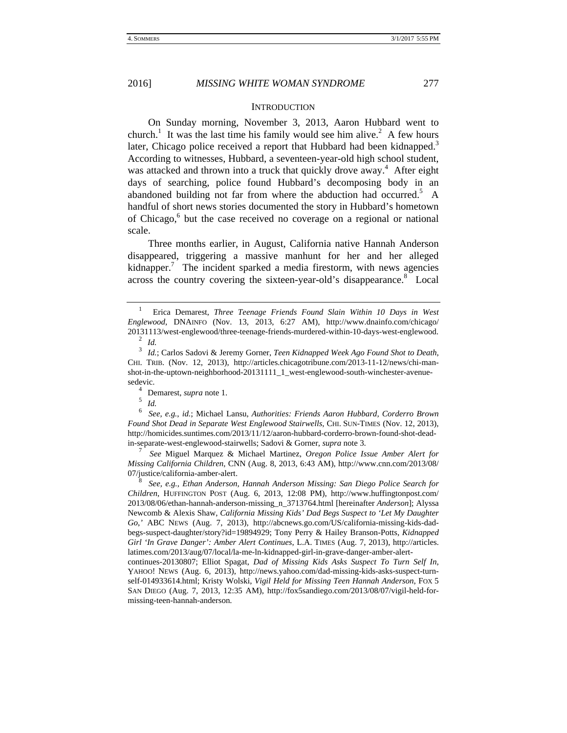## INTRODUCTION

On Sunday morning, November 3, 2013, Aaron Hubbard went to church.[1] It was the last time his family would see him alive.[2] A few hours later, Chicago police received a report that Hubbard had been kidnapped.[3] According to witnesses, Hubbard, a seventeen-year-old high school student, was attacked and thrown into a truck that quickly drove away.[4] After eight days of searching, police found Hubbard's decomposing body in an abandoned building not far from where the abduction had occurred.[5] A handful of short news stories documented the story in Hubbard's hometown of Chicago,[6] but the case received no coverage on a regional or national scale.

Three months earlier, in August, California native Hannah Anderson disappeared, triggering a massive manhunt for her and her alleged kidnapper.[7] The incident sparked a media firestorm, with news agencies across the country covering the sixteen-year-old's disappearance.[8] Local

---

[1] Erica Demarest, *Three Teenage Friends Found Slain Within 10 Days in West Englewood*, DNAINFO (Nov. 13, 2013, 6:27 AM), http://www.dnainfo.com/chicago/20131113/west-englewood/three-teenage-friends-murdered-within-10-days-west-englewood.

[2] *Id.*

[3] *Id.*; Carlos Sadovi & Jeremy Gorner, *Teen Kidnapped Week Ago Found Shot to Death*, CHI. TRIB. (Nov. 12, 2013), http://articles.chicagotribune.com/2013-11-12/news/chi-man-shot-in-the-uptown-neighborhood-20131111_1_west-englewood-south-winchester-avenue-sedevic.

[4] Demarest, *supra* note 1.

[5] *Id.*

[6] *See, e.g.*, *id.*; Michael Lansu, *Authorities: Friends Aaron Hubbard, Corderro Brown Found Shot Dead in Separate West Englewood Stairwells*, CHI. SUN-TIMES (Nov. 12, 2013), http://homicides.suntimes.com/2013/11/12/aaron-hubbard-corderro-brown-found-shot-dead-in-separate-west-englewood-stairwells; Sadovi & Gorner, *supra* note 3.

[7] *See* Miguel Marquez & Michael Martinez, *Oregon Police Issue Amber Alert for Missing California Children*, CNN (Aug. 8, 2013, 6:43 AM), http://www.cnn.com/2013/08/07/justice/california-amber-alert.

[8] *See, e.g.*, *Ethan Anderson, Hannah Anderson Missing: San Diego Police Search for Children*, HUFFINGTON POST (Aug. 6, 2013, 12:08 PM), http://www.huffingtonpost.com/2013/08/06/ethan-hannah-anderson-missing_n_3713764.html [hereinafter *Anderson*]; Alyssa Newcomb & Alexis Shaw, *California Missing Kids' Dad Begs Suspect to 'Let My Daughter Go,'* ABC NEWS (Aug. 7, 2013), http://abcnews.go.com/US/california-missing-kids-dad-begs-suspect-daughter/story?id=19894929; Tony Perry & Hailey Branson-Potts, *Kidnapped Girl 'In Grave Danger': Amber Alert Continues*, L.A. TIMES (Aug. 7, 2013), http://articles.latimes.com/2013/aug/07/local/la-me-ln-kidnapped-girl-in-grave-danger-amber-alert-continues-20130807; Elliot Spagat, *Dad of Missing Kids Asks Suspect To Turn Self In*, YAHOO! NEWS (Aug. 6, 2013), http://news.yahoo.com/dad-missing-kids-asks-suspect-turn-self-014933614.html; Kristy Wolski, *Vigil Held for Missing Teen Hannah Anderson*, FOX 5 SAN DIEGO (Aug. 7, 2013, 12:35 AM), http://fox5sandiego.com/2013/08/07/vigil-held-for-missing-teen-hannah-anderson.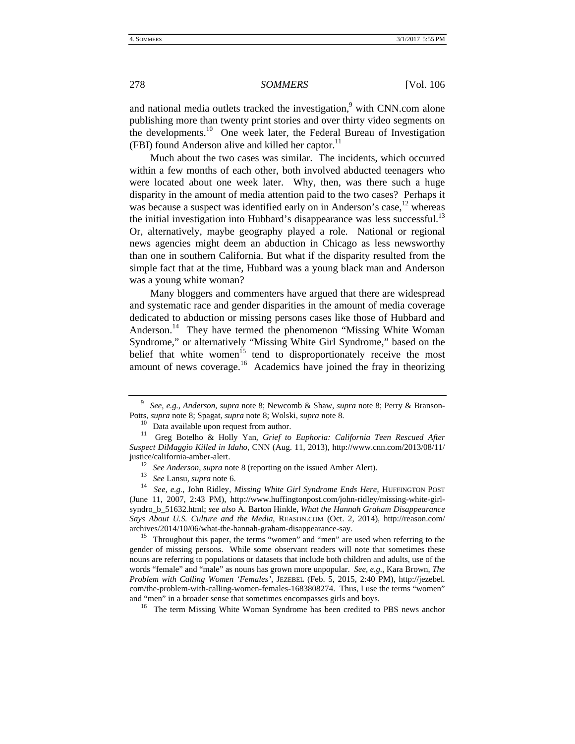and national media outlets tracked the investigation,[9] with CNN.com alone publishing more than twenty print stories and over thirty video segments on the developments.[10] One week later, the Federal Bureau of Investigation (FBI) found Anderson alive and killed her captor.[11]

Much about the two cases was similar. The incidents, which occurred within a few months of each other, both involved abducted teenagers who were located about one week later. Why, then, was there such a huge disparity in the amount of media attention paid to the two cases? Perhaps it was because a suspect was identified early on in Anderson's case,[12] whereas the initial investigation into Hubbard's disappearance was less successful.[13] Or, alternatively, maybe geography played a role. National or regional news agencies might deem an abduction in Chicago as less newsworthy than one in southern California. But what if the disparity resulted from the simple fact that at the time, Hubbard was a young black man and Anderson was a young white woman?

Many bloggers and commenters have argued that there are widespread and systematic race and gender disparities in the amount of media coverage dedicated to abduction or missing persons cases like those of Hubbard and Anderson.[14] They have termed the phenomenon "Missing White Woman Syndrome," or alternatively "Missing White Girl Syndrome," based on the belief that white women[15] tend to disproportionately receive the most amount of news coverage.[16] Academics have joined the fray in theorizing

---

[9] *See, e.g.*, *Anderson*, *supra* note 8; Newcomb & Shaw, *supra* note 8; Perry & Branson-Potts, *supra* note 8; Spagat, *supra* note 8; Wolski, *supra* note 8.

[10] Data available upon request from author.

[11] Greg Botelho & Holly Yan, *Grief to Euphoria: California Teen Rescued After Suspect DiMaggio Killed in Idaho*, CNN (Aug. 11, 2013), http://www.cnn.com/2013/08/11/justice/california-amber-alert.

[12] *See Anderson*, *supra* note 8 (reporting on the issued Amber Alert).

[13] *See* Lansu, *supra* note 6.

[14] *See, e.g.*, John Ridley, *Missing White Girl Syndrome Ends Here*, HUFFINGTON POST (June 11, 2007, 2:43 PM), http://www.huffingtonpost.com/john-ridley/missing-white-girl-syndro_b_51632.html; *see also* A. Barton Hinkle, *What the Hannah Graham Disappearance Says About U.S. Culture and the Media*, REASON.COM (Oct. 2, 2014), http://reason.com/archives/2014/10/06/what-the-hannah-graham-disappearance-say.

[15] Throughout this paper, the terms "women" and "men" are used when referring to the gender of missing persons. While some observant readers will note that sometimes these nouns are referring to populations or datasets that include both children and adults, use of the words "female" and "male" as nouns has grown more unpopular. *See, e.g.*, Kara Brown, *The Problem with Calling Women 'Females'*, JEZEBEL (Feb. 5, 2015, 2:40 PM), http://jezebel.com/the-problem-with-calling-women-females-1683808274. Thus, I use the terms "women" and "men" in a broader sense that sometimes encompasses girls and boys.

[16] The term Missing White Woman Syndrome has been credited to PBS news anchor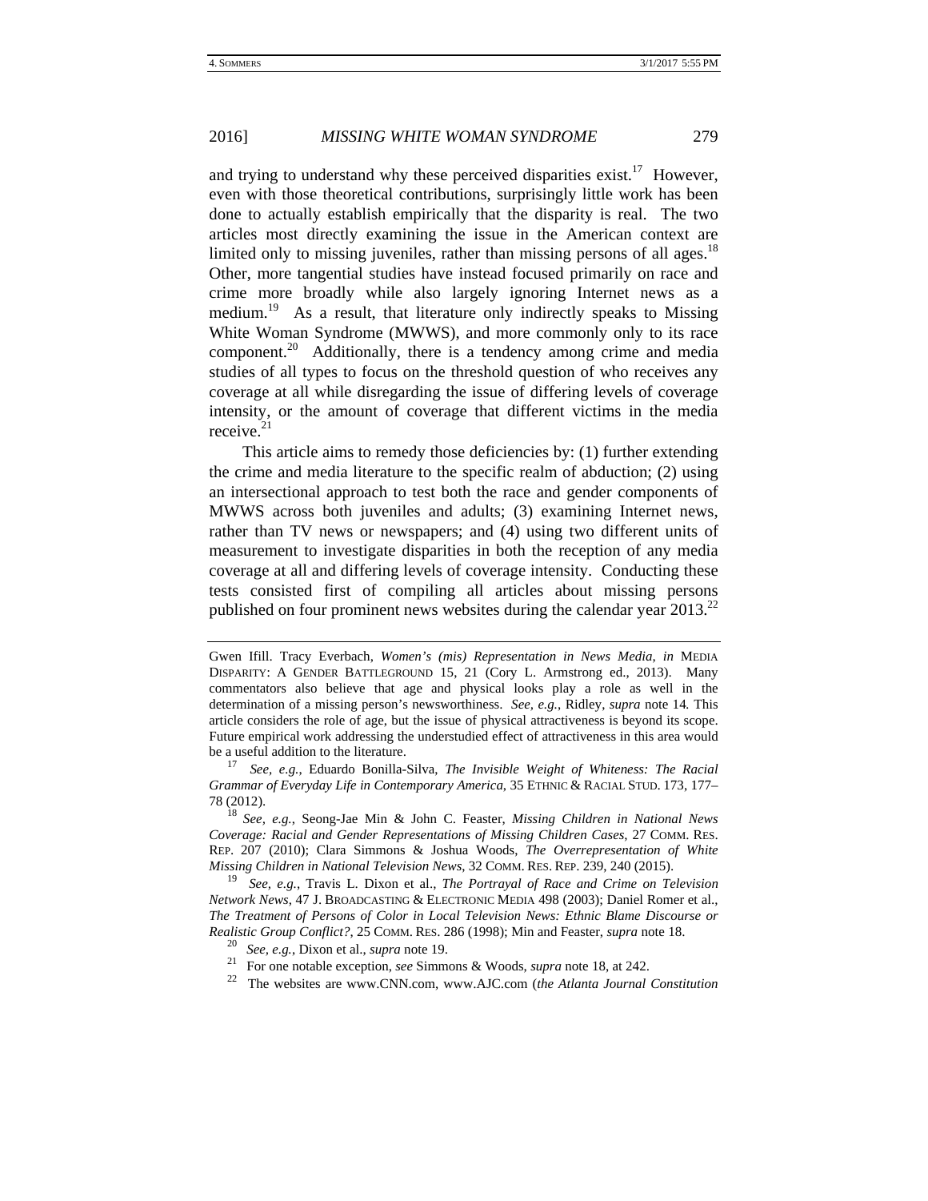and trying to understand why these perceived disparities exist.[17] However, even with those theoretical contributions, surprisingly little work has been done to actually establish empirically that the disparity is real. The two articles most directly examining the issue in the American context are limited only to missing juveniles, rather than missing persons of all ages.[18] Other, more tangential studies have instead focused primarily on race and crime more broadly while also largely ignoring Internet news as a medium.[19] As a result, that literature only indirectly speaks to Missing White Woman Syndrome (MWWS), and more commonly only to its race component.[20] Additionally, there is a tendency among crime and media studies of all types to focus on the threshold question of who receives any coverage at all while disregarding the issue of differing levels of coverage intensity, or the amount of coverage that different victims in the media receive.[21]

This article aims to remedy those deficiencies by: (1) further extending the crime and media literature to the specific realm of abduction; (2) using an intersectional approach to test both the race and gender components of MWWS across both juveniles and adults; (3) examining Internet news, rather than TV news or newspapers; and (4) using two different units of measurement to investigate disparities in both the reception of any media coverage at all and differing levels of coverage intensity. Conducting these tests consisted first of compiling all articles about missing persons published on four prominent news websites during the calendar year 2013.[22]

---

Gwen Ifill. Tracy Everbach, *Women's (mis) Representation in News Media*, *in* MEDIA DISPARITY: A GENDER BATTLEGROUND 15, 21 (Cory L. Armstrong ed., 2013). Many commentators also believe that age and physical looks play a role as well in the determination of a missing person's newsworthiness. *See, e.g.*, Ridley, *supra* note 14. This article considers the role of age, but the issue of physical attractiveness is beyond its scope. Future empirical work addressing the understudied effect of attractiveness in this area would be a useful addition to the literature.

[17] *See, e.g.*, Eduardo Bonilla-Silva, *The Invisible Weight of Whiteness: The Racial Grammar of Everyday Life in Contemporary America*, 35 ETHNIC & RACIAL STUD. 173, 177–78 (2012).

[18] *See, e.g.*, Seong-Jae Min & John C. Feaster, *Missing Children in National News Coverage: Racial and Gender Representations of Missing Children Cases*, 27 COMM. RES. REP. 207 (2010); Clara Simmons & Joshua Woods, *The Overrepresentation of White Missing Children in National Television News*, 32 COMM. RES. REP. 239, 240 (2015).

[19] *See, e.g.*, Travis L. Dixon et al., *The Portrayal of Race and Crime on Television Network News*, 47 J. BROADCASTING & ELECTRONIC MEDIA 498 (2003); Daniel Romer et al., *The Treatment of Persons of Color in Local Television News: Ethnic Blame Discourse or Realistic Group Conflict?*, 25 COMM. RES. 286 (1998); Min and Feaster, *supra* note 18.

[20] *See, e.g.*, Dixon et al., *supra* note 19.

[21] For one notable exception, *see* Simmons & Woods, *supra* note 18, at 242.

[22] The websites are www.CNN.com, www.AJC.com (*the Atlanta Journal Constitution*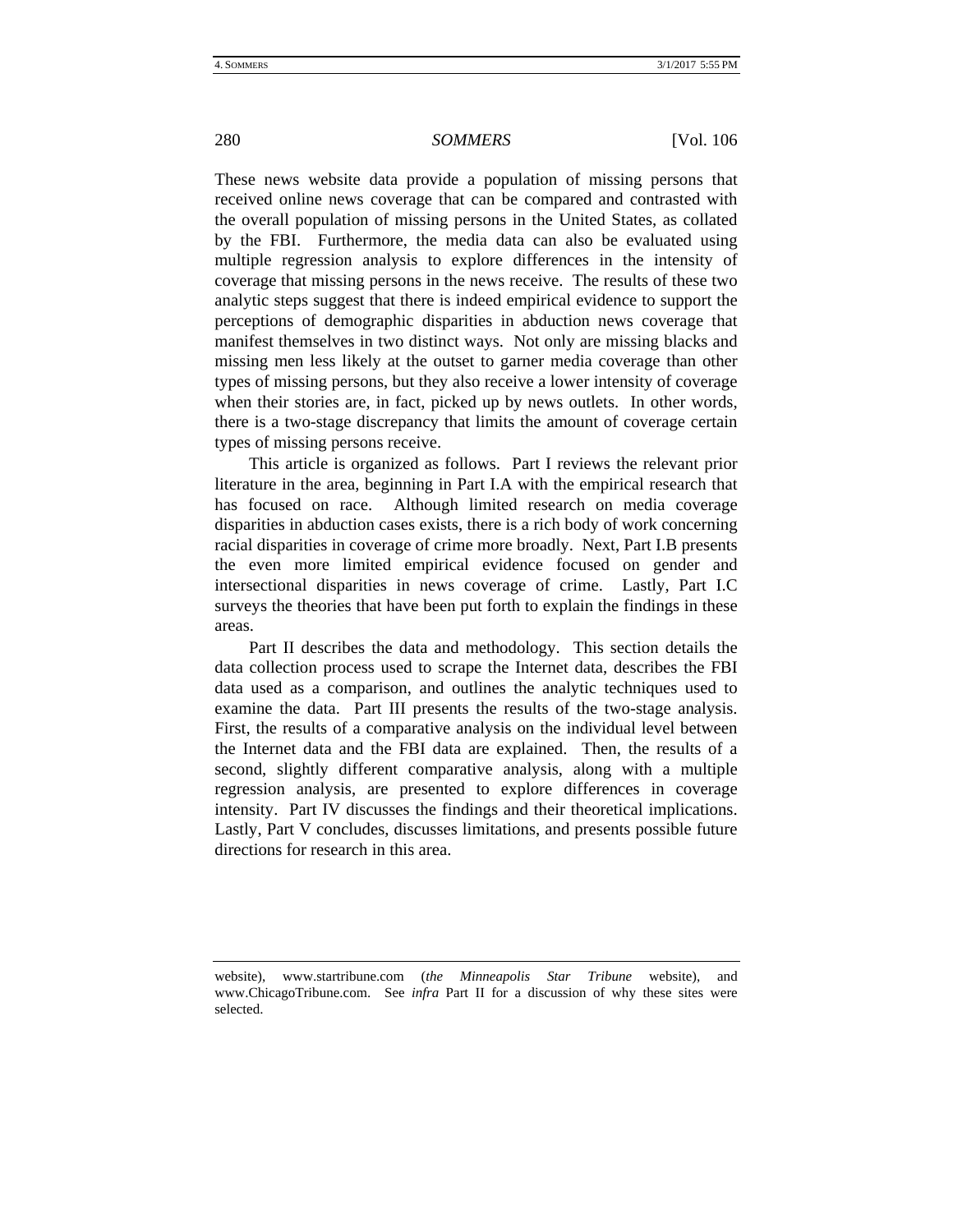These news website data provide a population of missing persons that received online news coverage that can be compared and contrasted with the overall population of missing persons in the United States, as collated by the FBI. Furthermore, the media data can also be evaluated using multiple regression analysis to explore differences in the intensity of coverage that missing persons in the news receive. The results of these two analytic steps suggest that there is indeed empirical evidence to support the perceptions of demographic disparities in abduction news coverage that manifest themselves in two distinct ways. Not only are missing blacks and missing men less likely at the outset to garner media coverage than other types of missing persons, but they also receive a lower intensity of coverage when their stories are, in fact, picked up by news outlets. In other words, there is a two-stage discrepancy that limits the amount of coverage certain types of missing persons receive.

This article is organized as follows. Part I reviews the relevant prior literature in the area, beginning in Part I.A with the empirical research that has focused on race. Although limited research on media coverage disparities in abduction cases exists, there is a rich body of work concerning racial disparities in coverage of crime more broadly. Next, Part I.B presents the even more limited empirical evidence focused on gender and intersectional disparities in news coverage of crime. Lastly, Part I.C surveys the theories that have been put forth to explain the findings in these areas.

Part II describes the data and methodology. This section details the data collection process used to scrape the Internet data, describes the FBI data used as a comparison, and outlines the analytic techniques used to examine the data. Part III presents the results of the two-stage analysis. First, the results of a comparative analysis on the individual level between the Internet data and the FBI data are explained. Then, the results of a second, slightly different comparative analysis, along with a multiple regression analysis, are presented to explore differences in coverage intensity. Part IV discusses the findings and their theoretical implications. Lastly, Part V concludes, discusses limitations, and presents possible future directions for research in this area.

---

website), www.startribune.com (*the Minneapolis Star Tribune* website), and www.ChicagoTribune.com. See *infra* Part II for a discussion of why these sites were selected.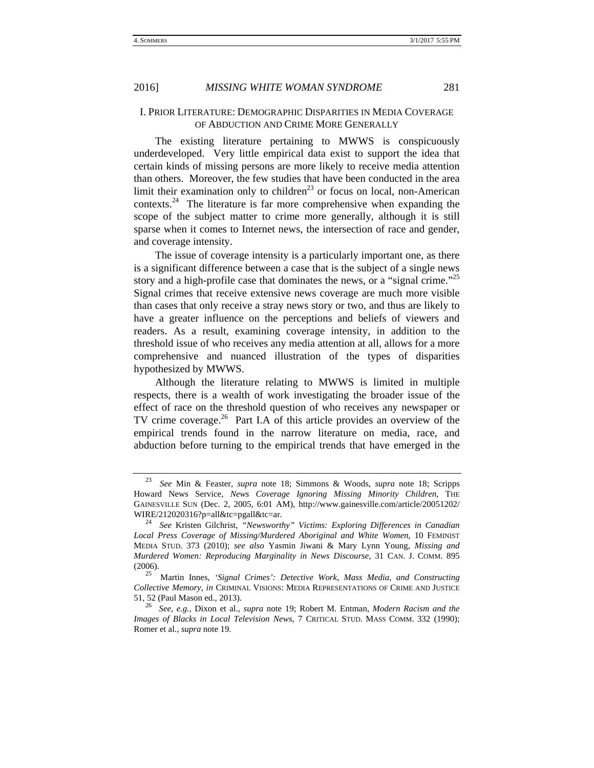## I. Prior Literature: Demographic Disparities in Media Coverage of Abduction and Crime More Generally

The existing literature pertaining to MWWS is conspicuously underdeveloped. Very little empirical data exist to support the idea that certain kinds of missing persons are more likely to receive media attention than others. Moreover, the few studies that have been conducted in the area limit their examination only to children[23] or focus on local, non-American contexts.[24] The literature is far more comprehensive when expanding the scope of the subject matter to crime more generally, although it is still sparse when it comes to Internet news, the intersection of race and gender, and coverage intensity.

The issue of coverage intensity is a particularly important one, as there is a significant difference between a case that is the subject of a single news story and a high-profile case that dominates the news, or a "signal crime."[25] Signal crimes that receive extensive news coverage are much more visible than cases that only receive a stray news story or two, and thus are likely to have a greater influence on the perceptions and beliefs of viewers and readers. As a result, examining coverage intensity, in addition to the threshold issue of who receives any media attention at all, allows for a more comprehensive and nuanced illustration of the types of disparities hypothesized by MWWS.

Although the literature relating to MWWS is limited in multiple respects, there is a wealth of work investigating the broader issue of the effect of race on the threshold question of who receives any newspaper or TV crime coverage.[26] Part I.A of this article provides an overview of the empirical trends found in the narrow literature on media, race, and abduction before turning to the empirical trends that have emerged in the

---

[23] *See* Min & Feaster, *supra* note 18; Simmons & Woods, *supra* note 18; Scripps Howard News Service, *News Coverage Ignoring Missing Minority Children*, THE GAINESVILLE SUN (Dec. 2, 2005, 6:01 AM), http://www.gainesville.com/article/20051202/WIRE/212020316?p=all&tc=pgall&tc=ar.

[24] *See* Kristen Gilchrist, *"Newsworthy" Victims: Exploring Differences in Canadian Local Press Coverage of Missing/Murdered Aboriginal and White Women*, 10 FEMINIST MEDIA STUD. 373 (2010); *see also* Yasmin Jiwani & Mary Lynn Young, *Missing and Murdered Women: Reproducing Marginality in News Discourse*, 31 CAN. J. COMM. 895 (2006).

[25] Martin Innes, *'Signal Crimes': Detective Work, Mass Media, and Constructing Collective Memory*, *in* CRIMINAL VISIONS: MEDIA REPRESENTATIONS OF CRIME AND JUSTICE 51, 52 (Paul Mason ed., 2013).

[26] *See, e.g.*, Dixon et al., *supra* note 19; Robert M. Entman, *Modern Racism and the Images of Blacks in Local Television News*, 7 CRITICAL STUD. MASS COMM. 332 (1990); Romer et al., *supra* note 19.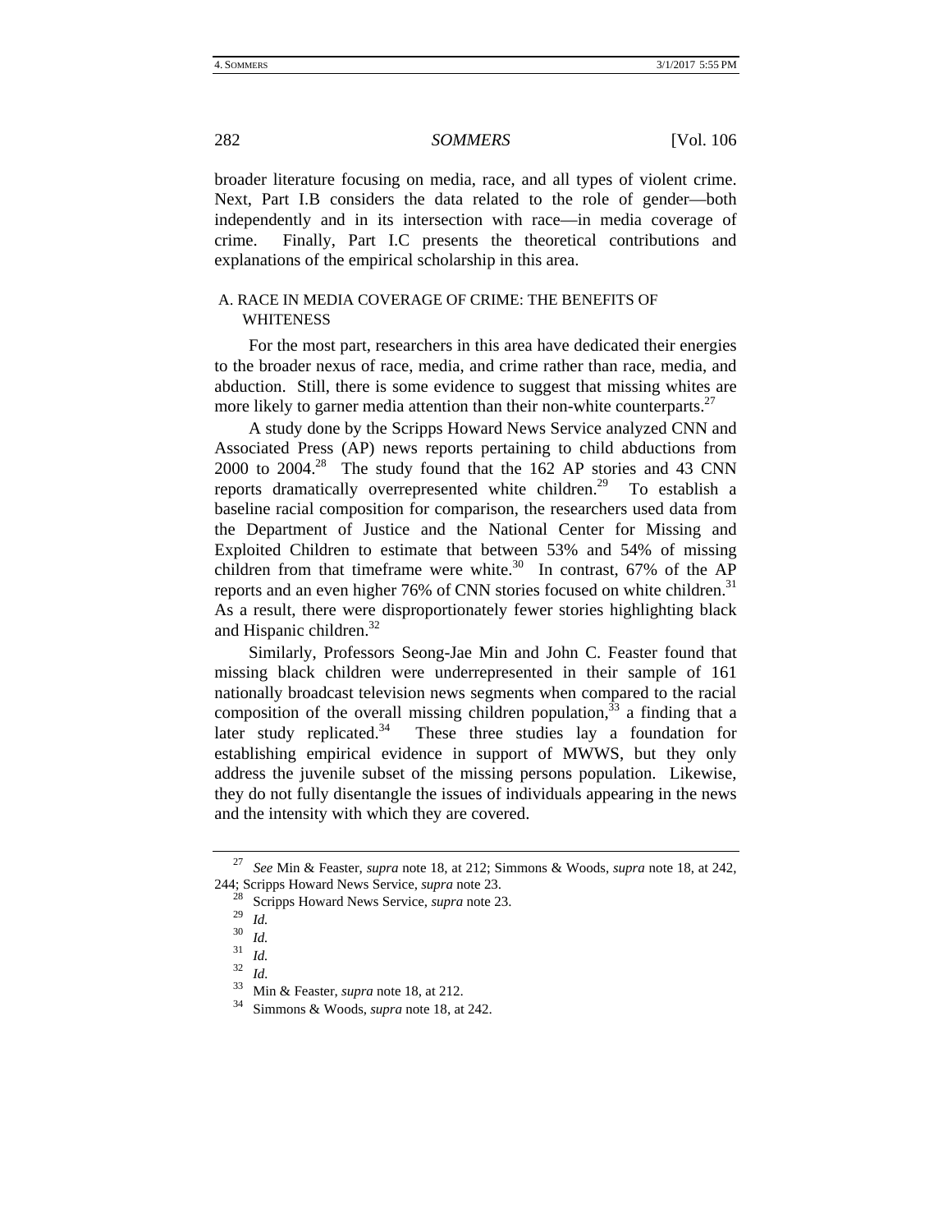broader literature focusing on media, race, and all types of violent crime. Next, Part I.B considers the data related to the role of gender—both independently and in its intersection with race—in media coverage of crime. Finally, Part I.C presents the theoretical contributions and explanations of the empirical scholarship in this area.

### A. RACE IN MEDIA COVERAGE OF CRIME: THE BENEFITS OF WHITENESS

For the most part, researchers in this area have dedicated their energies to the broader nexus of race, media, and crime rather than race, media, and abduction. Still, there is some evidence to suggest that missing whites are more likely to garner media attention than their non-white counterparts.[27]

A study done by the Scripps Howard News Service analyzed CNN and Associated Press (AP) news reports pertaining to child abductions from 2000 to 2004.[28] The study found that the 162 AP stories and 43 CNN reports dramatically overrepresented white children.[29] To establish a baseline racial composition for comparison, the researchers used data from the Department of Justice and the National Center for Missing and Exploited Children to estimate that between 53% and 54% of missing children from that timeframe were white.[30] In contrast, 67% of the AP reports and an even higher 76% of CNN stories focused on white children.[31] As a result, there were disproportionately fewer stories highlighting black and Hispanic children.[32]

Similarly, Professors Seong-Jae Min and John C. Feaster found that missing black children were underrepresented in their sample of 161 nationally broadcast television news segments when compared to the racial composition of the overall missing children population,[33] a finding that a later study replicated.[34] These three studies lay a foundation for establishing empirical evidence in support of MWWS, but they only address the juvenile subset of the missing persons population. Likewise, they do not fully disentangle the issues of individuals appearing in the news and the intensity with which they are covered.

---

[27] *See* Min & Feaster, *supra* note 18, at 212; Simmons & Woods, *supra* note 18, at 242, 244; Scripps Howard News Service, *supra* note 23.

[28] Scripps Howard News Service, *supra* note 23.

[29] *Id.*

[30] *Id.*

[31] *Id.*

[32] *Id*.

[33] Min & Feaster, *supra* note 18, at 212.

[34] Simmons & Woods, *supra* note 18, at 242.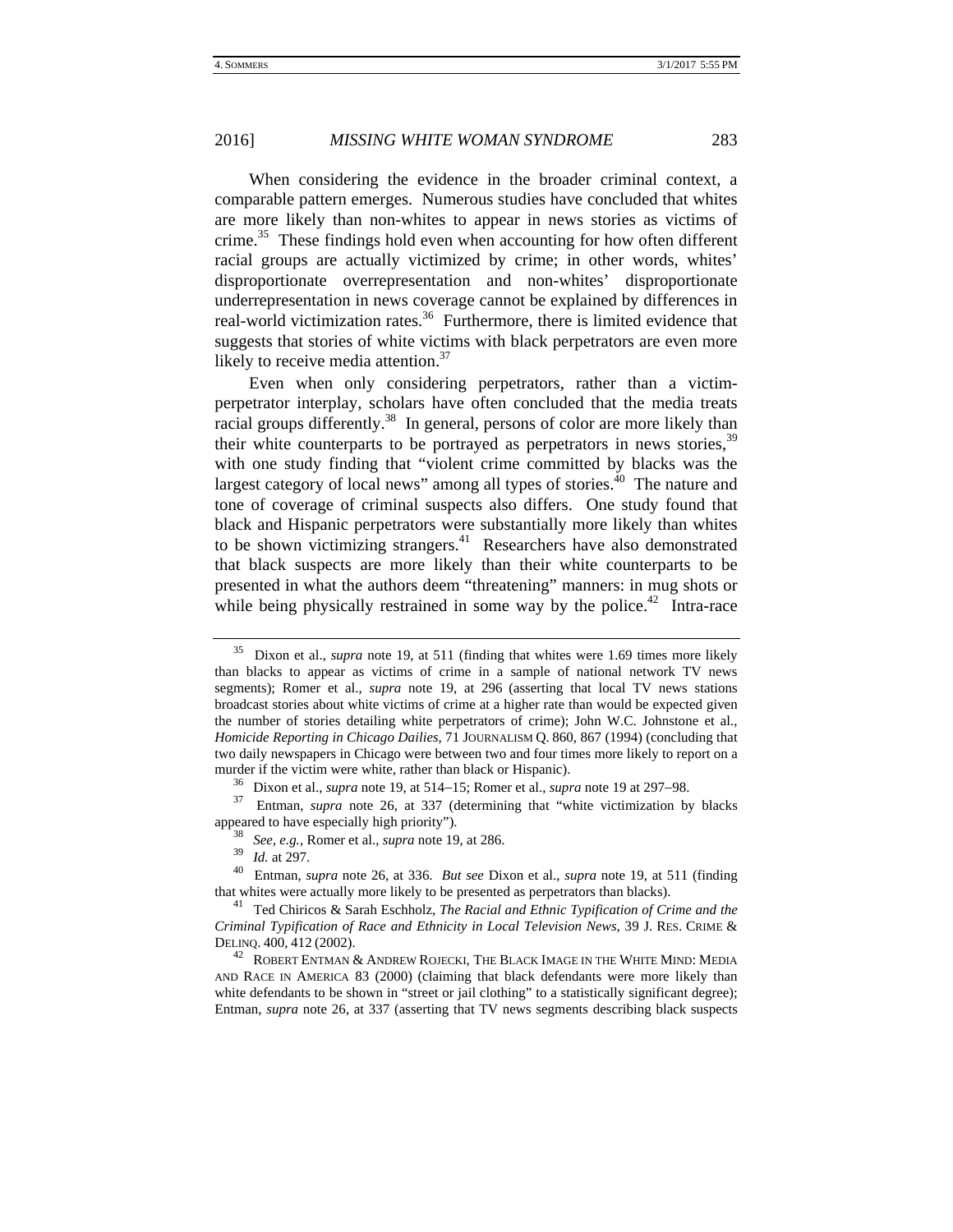When considering the evidence in the broader criminal context, a comparable pattern emerges. Numerous studies have concluded that whites are more likely than non-whites to appear in news stories as victims of crime.[35] These findings hold even when accounting for how often different racial groups are actually victimized by crime; in other words, whites' disproportionate overrepresentation and non-whites' disproportionate underrepresentation in news coverage cannot be explained by differences in real-world victimization rates.[36] Furthermore, there is limited evidence that suggests that stories of white victims with black perpetrators are even more likely to receive media attention.[37]

Even when only considering perpetrators, rather than a victim-perpetrator interplay, scholars have often concluded that the media treats racial groups differently.[38] In general, persons of color are more likely than their white counterparts to be portrayed as perpetrators in news stories,[39] with one study finding that "violent crime committed by blacks was the largest category of local news" among all types of stories.[40] The nature and tone of coverage of criminal suspects also differs. One study found that black and Hispanic perpetrators were substantially more likely than whites to be shown victimizing strangers.[41] Researchers have also demonstrated that black suspects are more likely than their white counterparts to be presented in what the authors deem "threatening" manners: in mug shots or while being physically restrained in some way by the police.[42] Intra-race

---

[35] Dixon et al., *supra* note 19, at 511 (finding that whites were 1.69 times more likely than blacks to appear as victims of crime in a sample of national network TV news segments); Romer et al., *supra* note 19, at 296 (asserting that local TV news stations broadcast stories about white victims of crime at a higher rate than would be expected given the number of stories detailing white perpetrators of crime); John W.C. Johnstone et al., *Homicide Reporting in Chicago Dailies*, 71 JOURNALISM Q. 860, 867 (1994) (concluding that two daily newspapers in Chicago were between two and four times more likely to report on a murder if the victim were white, rather than black or Hispanic).

[36] Dixon et al., *supra* note 19, at 514–15; Romer et al., *supra* note 19 at 297–98.

[37] Entman, *supra* note 26, at 337 (determining that "white victimization by blacks appeared to have especially high priority").

[38] *See, e.g.*, Romer et al., *supra* note 19, at 286.

[39] *Id.* at 297.

[40] Entman, *supra* note 26, at 336. *But see* Dixon et al., *supra* note 19, at 511 (finding that whites were actually more likely to be presented as perpetrators than blacks).

[41] Ted Chiricos & Sarah Eschholz, *The Racial and Ethnic Typification of Crime and the Criminal Typification of Race and Ethnicity in Local Television News*, 39 J. RES. CRIME & DELINQ. 400, 412 (2002).

[42] ROBERT ENTMAN & ANDREW ROJECKI, THE BLACK IMAGE IN THE WHITE MIND: MEDIA AND RACE IN AMERICA 83 (2000) (claiming that black defendants were more likely than white defendants to be shown in "street or jail clothing" to a statistically significant degree); Entman, *supra* note 26, at 337 (asserting that TV news segments describing black suspects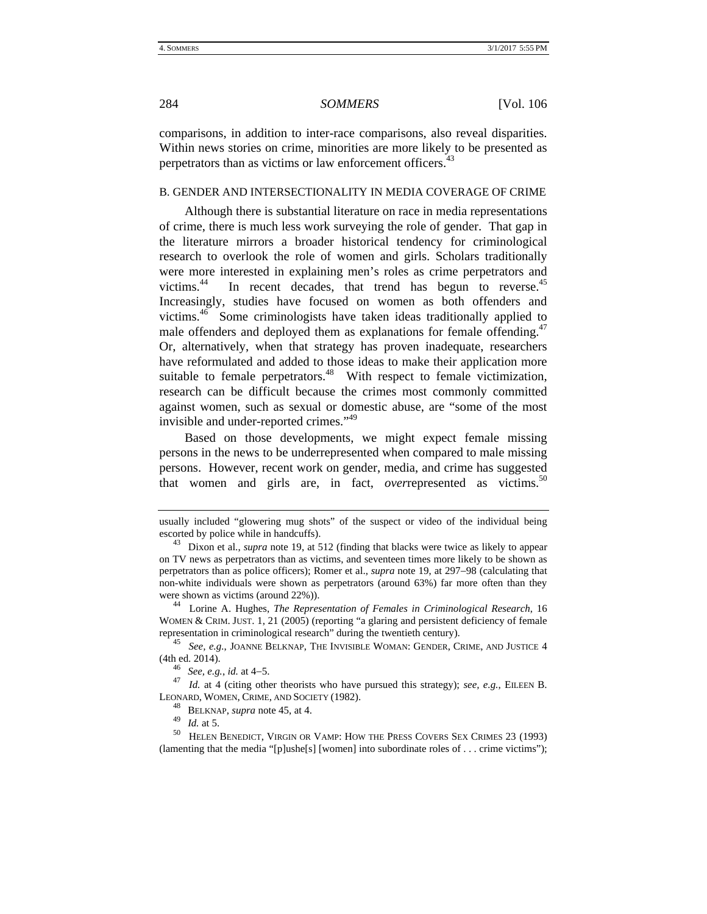comparisons, in addition to inter-race comparisons, also reveal disparities. Within news stories on crime, minorities are more likely to be presented as perpetrators than as victims or law enforcement officers.[43]

### B. GENDER AND INTERSECTIONALITY IN MEDIA COVERAGE OF CRIME

Although there is substantial literature on race in media representations of crime, there is much less work surveying the role of gender. That gap in the literature mirrors a broader historical tendency for criminological research to overlook the role of women and girls. Scholars traditionally were more interested in explaining men's roles as crime perpetrators and victims.[44] In recent decades, that trend has begun to reverse.[45] Increasingly, studies have focused on women as both offenders and victims.[46] Some criminologists have taken ideas traditionally applied to male offenders and deployed them as explanations for female offending.[47] Or, alternatively, when that strategy has proven inadequate, researchers have reformulated and added to those ideas to make their application more suitable to female perpetrators.[48] With respect to female victimization, research can be difficult because the crimes most commonly committed against women, such as sexual or domestic abuse, are "some of the most invisible and under-reported crimes."[49]

Based on those developments, we might expect female missing persons in the news to be underrepresented when compared to male missing persons. However, recent work on gender, media, and crime has suggested that women and girls are, in fact, *over*represented as victims.[50]

---

usually included "glowering mug shots" of the suspect or video of the individual being escorted by police while in handcuffs).

[43] Dixon et al., *supra* note 19, at 512 (finding that blacks were twice as likely to appear on TV news as perpetrators than as victims, and seventeen times more likely to be shown as perpetrators than as police officers); Romer et al., *supra* note 19, at 297–98 (calculating that non-white individuals were shown as perpetrators (around 63%) far more often than they were shown as victims (around 22%)).

[44] Lorine A. Hughes, *The Representation of Females in Criminological Research*, 16 WOMEN & CRIM. JUST. 1, 21 (2005) (reporting "a glaring and persistent deficiency of female representation in criminological research" during the twentieth century).

[45] *See, e.g.*, JOANNE BELKNAP, THE INVISIBLE WOMAN: GENDER, CRIME, AND JUSTICE 4 (4th ed. 2014).

[46] *See, e.g.*, *id.* at 4–5.

[47] *Id.* at 4 (citing other theorists who have pursued this strategy); *see, e.g.*, EILEEN B. LEONARD, WOMEN, CRIME, AND SOCIETY (1982).

[48] BELKNAP, *supra* note 45, at 4.

[49] *Id.* at 5.

[50] HELEN BENEDICT, VIRGIN OR VAMP: HOW THE PRESS COVERS SEX CRIMES 23 (1993) (lamenting that the media "[p]ushe[s] [women] into subordinate roles of . . . crime victims");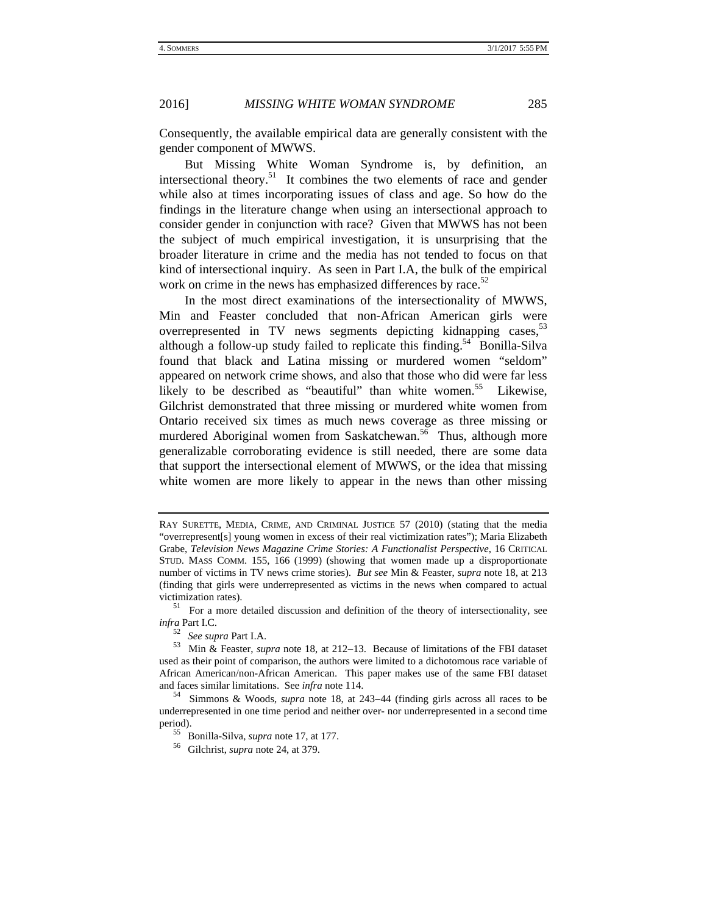Consequently, the available empirical data are generally consistent with the gender component of MWWS.

But Missing White Woman Syndrome is, by definition, an intersectional theory.[51] It combines the two elements of race and gender while also at times incorporating issues of class and age. So how do the findings in the literature change when using an intersectional approach to consider gender in conjunction with race? Given that MWWS has not been the subject of much empirical investigation, it is unsurprising that the broader literature in crime and the media has not tended to focus on that kind of intersectional inquiry. As seen in Part I.A, the bulk of the empirical work on crime in the news has emphasized differences by race.[52]

In the most direct examinations of the intersectionality of MWWS, Min and Feaster concluded that non-African American girls were overrepresented in TV news segments depicting kidnapping cases,[53] although a follow-up study failed to replicate this finding.[54] Bonilla-Silva found that black and Latina missing or murdered women "seldom" appeared on network crime shows, and also that those who did were far less likely to be described as "beautiful" than white women.[55] Likewise, Gilchrist demonstrated that three missing or murdered white women from Ontario received six times as much news coverage as three missing or murdered Aboriginal women from Saskatchewan.[56] Thus, although more generalizable corroborating evidence is still needed, there are some data that support the intersectional element of MWWS, or the idea that missing white women are more likely to appear in the news than other missing

---

RAY SURETTE, MEDIA, CRIME, AND CRIMINAL JUSTICE 57 (2010) (stating that the media "overrepresent[s] young women in excess of their real victimization rates"); Maria Elizabeth Grabe, *Television News Magazine Crime Stories: A Functionalist Perspective*, 16 CRITICAL STUD. MASS COMM. 155, 166 (1999) (showing that women made up a disproportionate number of victims in TV news crime stories). *But see* Min & Feaster, *supra* note 18, at 213 (finding that girls were underrepresented as victims in the news when compared to actual victimization rates).

[51] For a more detailed discussion and definition of the theory of intersectionality, see *infra* Part I.C.

[52] *See supra* Part I.A.

[53] Min & Feaster, *supra* note 18, at 212–13. Because of limitations of the FBI dataset used as their point of comparison, the authors were limited to a dichotomous race variable of African American/non-African American. This paper makes use of the same FBI dataset and faces similar limitations. See *infra* note 114.

[54] Simmons & Woods, *supra* note 18, at 243–44 (finding girls across all races to be underrepresented in one time period and neither over- nor underrepresented in a second time period).

[55] Bonilla-Silva, *supra* note 17, at 177.

[56] Gilchrist, *supra* note 24, at 379.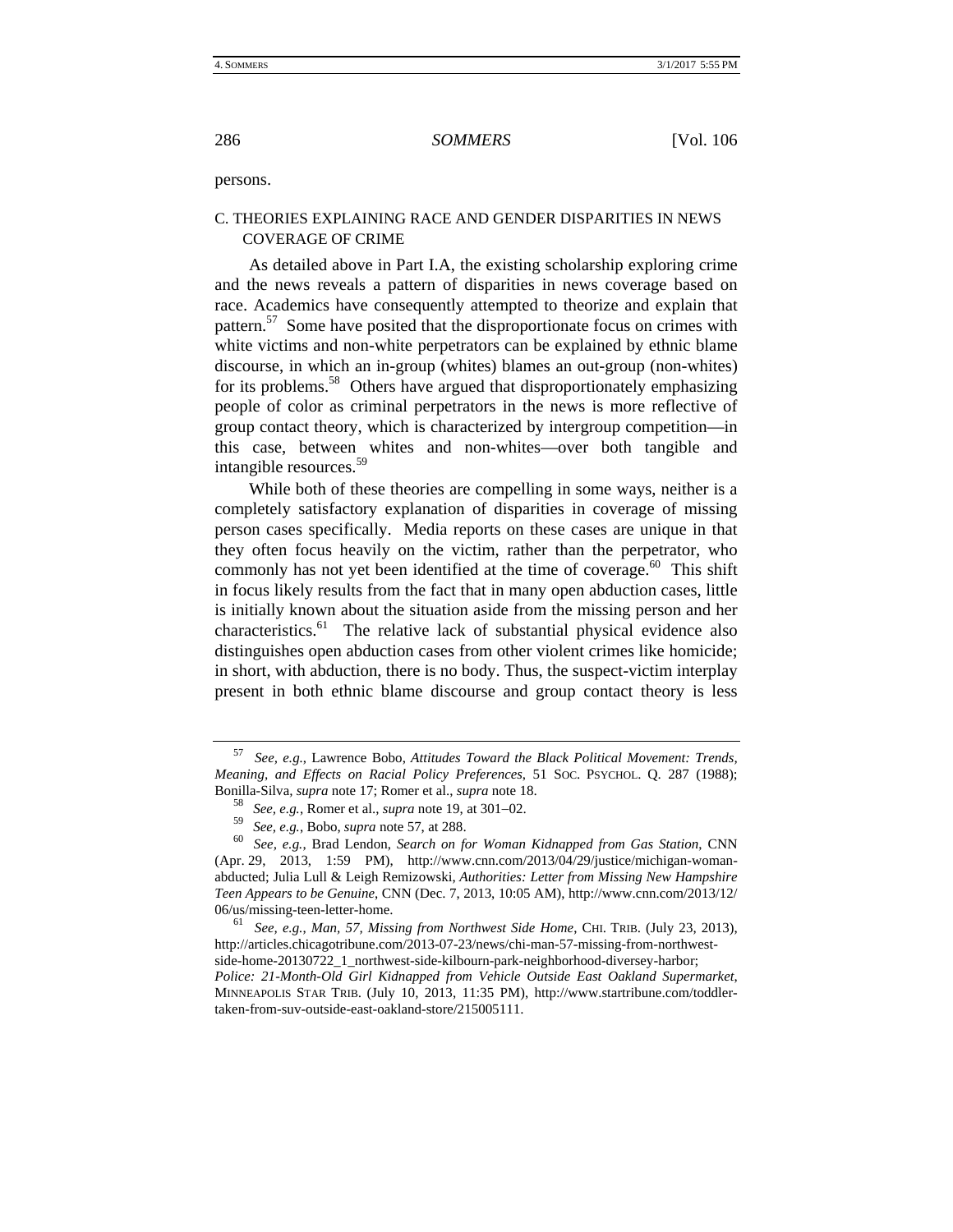persons.

## C. THEORIES EXPLAINING RACE AND GENDER DISPARITIES IN NEWS COVERAGE OF CRIME

As detailed above in Part I.A, the existing scholarship exploring crime and the news reveals a pattern of disparities in news coverage based on race. Academics have consequently attempted to theorize and explain that pattern.[57] Some have posited that the disproportionate focus on crimes with white victims and non-white perpetrators can be explained by ethnic blame discourse, in which an in-group (whites) blames an out-group (non-whites) for its problems.[58] Others have argued that disproportionately emphasizing people of color as criminal perpetrators in the news is more reflective of group contact theory, which is characterized by intergroup competition—in this case, between whites and non-whites—over both tangible and intangible resources.[59]

While both of these theories are compelling in some ways, neither is a completely satisfactory explanation of disparities in coverage of missing person cases specifically. Media reports on these cases are unique in that they often focus heavily on the victim, rather than the perpetrator, who commonly has not yet been identified at the time of coverage.[60] This shift in focus likely results from the fact that in many open abduction cases, little is initially known about the situation aside from the missing person and her characteristics.[61] The relative lack of substantial physical evidence also distinguishes open abduction cases from other violent crimes like homicide; in short, with abduction, there is no body. Thus, the suspect-victim interplay present in both ethnic blame discourse and group contact theory is less

---

[57] *See, e.g.*, Lawrence Bobo, *Attitudes Toward the Black Political Movement: Trends, Meaning, and Effects on Racial Policy Preferences*, 51 SOC. PSYCHOL. Q. 287 (1988); Bonilla-Silva, *supra* note 17; Romer et al., *supra* note 18.

[58] *See, e.g.*, Romer et al., *supra* note 19, at 301–02.

[59] *See, e.g.*, Bobo, *supra* note 57, at 288.

[60] *See, e.g.*, Brad Lendon, *Search on for Woman Kidnapped from Gas Station*, CNN (Apr. 29, 2013, 1:59 PM), http://www.cnn.com/2013/04/29/justice/michigan-woman-abducted; Julia Lull & Leigh Remizowski, *Authorities: Letter from Missing New Hampshire Teen Appears to be Genuine*, CNN (Dec. 7, 2013, 10:05 AM), http://www.cnn.com/2013/12/06/us/missing-teen-letter-home.

[61] *See, e.g.*, *Man, 57, Missing from Northwest Side Home*, CHI. TRIB. (July 23, 2013), http://articles.chicagotribune.com/2013-07-23/news/chi-man-57-missing-from-northwest-side-home-20130722_1_northwest-side-kilbourn-park-neighborhood-diversey-harbor; *Police: 21-Month-Old Girl Kidnapped from Vehicle Outside East Oakland Supermarket*, MINNEAPOLIS STAR TRIB. (July 10, 2013, 11:35 PM), http://www.startribune.com/toddler-taken-from-suv-outside-east-oakland-store/215005111.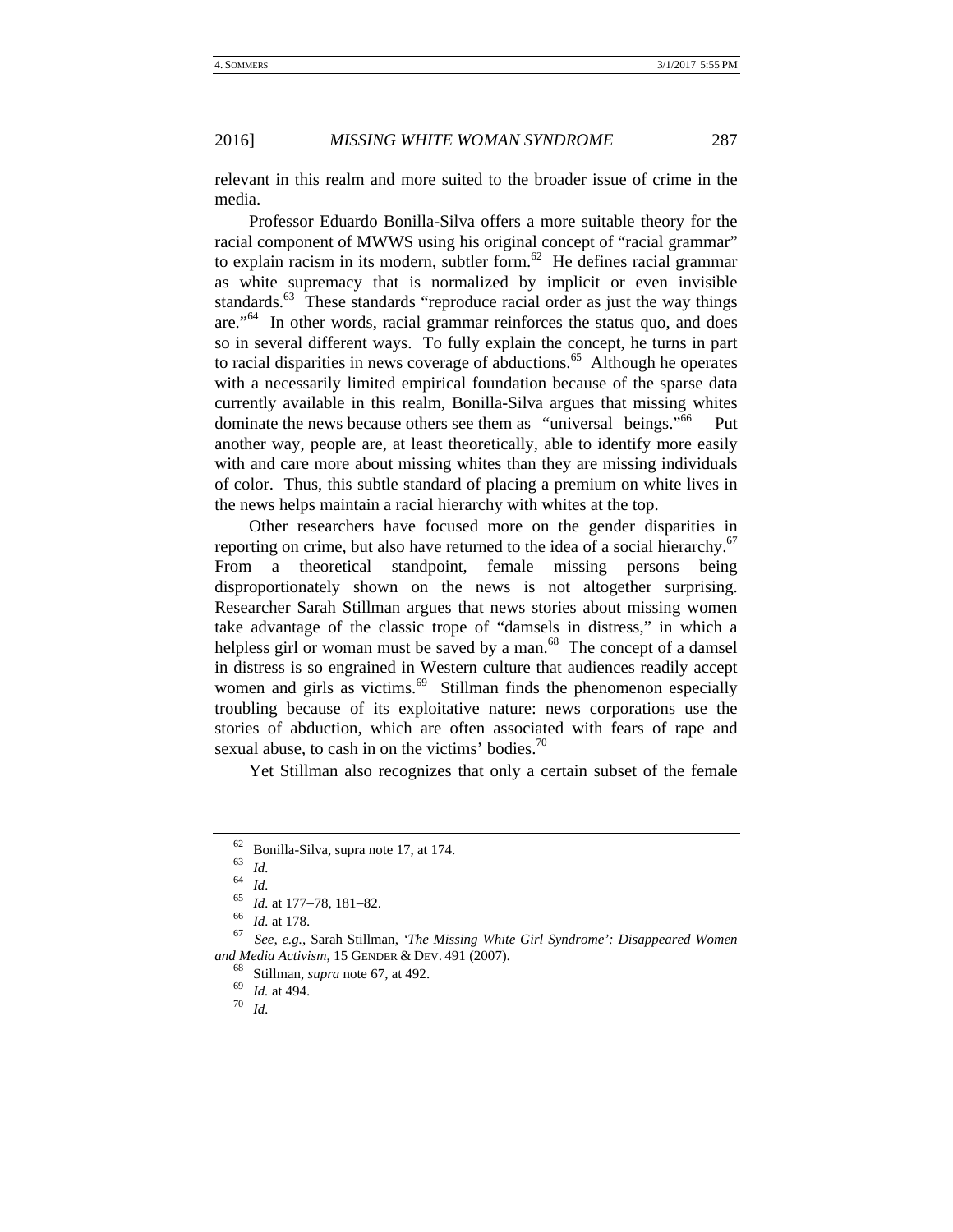relevant in this realm and more suited to the broader issue of crime in the media.

Professor Eduardo Bonilla-Silva offers a more suitable theory for the racial component of MWWS using his original concept of "racial grammar" to explain racism in its modern, subtler form.[62] He defines racial grammar as white supremacy that is normalized by implicit or even invisible standards.[63] These standards "reproduce racial order as just the way things are."[64] In other words, racial grammar reinforces the status quo, and does so in several different ways. To fully explain the concept, he turns in part to racial disparities in news coverage of abductions.[65] Although he operates with a necessarily limited empirical foundation because of the sparse data currently available in this realm, Bonilla-Silva argues that missing whites dominate the news because others see them as "universal beings."[66] Put another way, people are, at least theoretically, able to identify more easily with and care more about missing whites than they are missing individuals of color. Thus, this subtle standard of placing a premium on white lives in the news helps maintain a racial hierarchy with whites at the top.

Other researchers have focused more on the gender disparities in reporting on crime, but also have returned to the idea of a social hierarchy.[67] From a theoretical standpoint, female missing persons being disproportionately shown on the news is not altogether surprising. Researcher Sarah Stillman argues that news stories about missing women take advantage of the classic trope of "damsels in distress," in which a helpless girl or woman must be saved by a man.[68] The concept of a damsel in distress is so engrained in Western culture that audiences readily accept women and girls as victims.[69] Stillman finds the phenomenon especially troubling because of its exploitative nature: news corporations use the stories of abduction, which are often associated with fears of rape and sexual abuse, to cash in on the victims' bodies.[70]

Yet Stillman also recognizes that only a certain subset of the female

---

[62] Bonilla-Silva, supra note 17, at 174.

[63] *Id.*

[64] *Id.*

[65] *Id.* at 177–78, 181–82.

[66] *Id.* at 178.

[67] *See, e.g.*, Sarah Stillman, *'The Missing White Girl Syndrome': Disappeared Women and Media Activism*, 15 GENDER & DEV. 491 (2007).

[68] Stillman, *supra* note 67, at 492.

[69] *Id.* at 494.

[70] *Id.*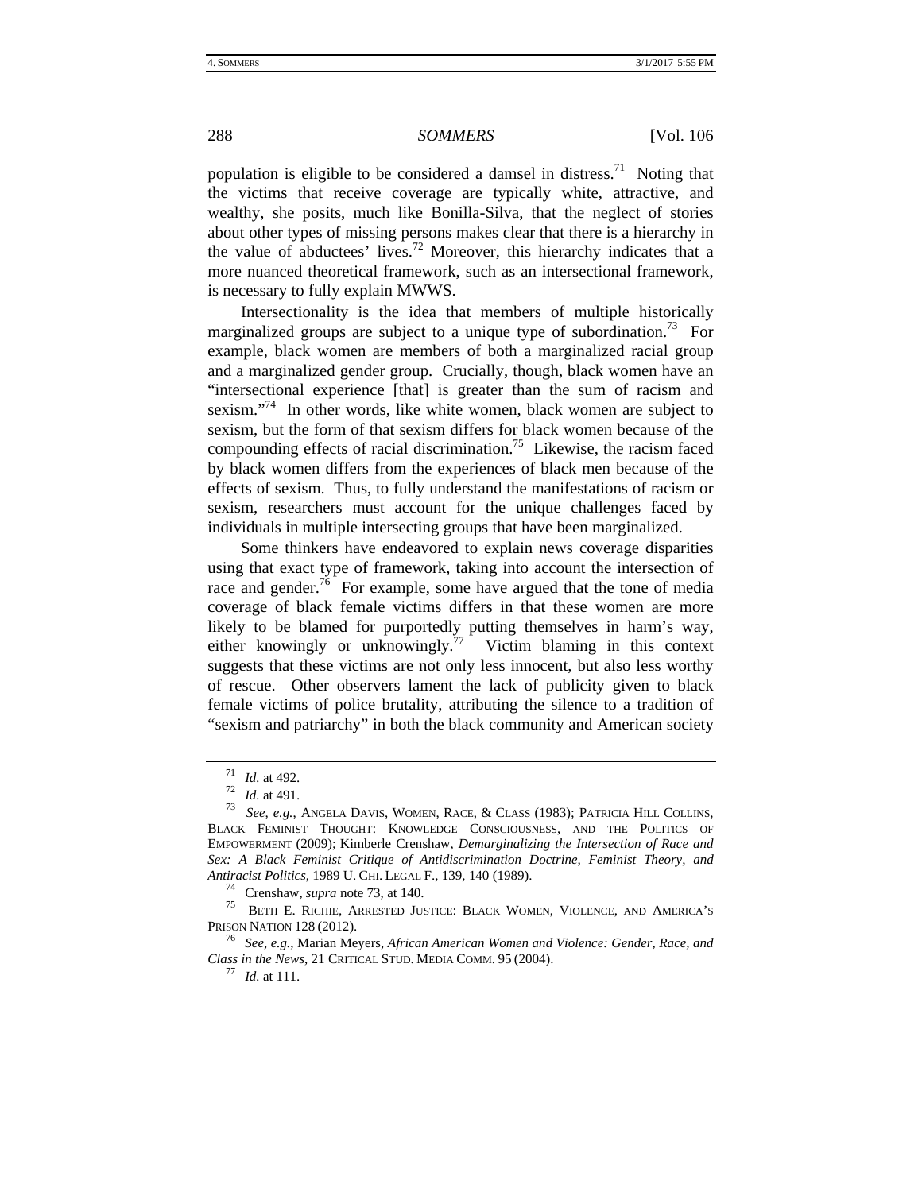population is eligible to be considered a damsel in distress.[71] Noting that the victims that receive coverage are typically white, attractive, and wealthy, she posits, much like Bonilla-Silva, that the neglect of stories about other types of missing persons makes clear that there is a hierarchy in the value of abductees' lives.[72] Moreover, this hierarchy indicates that a more nuanced theoretical framework, such as an intersectional framework, is necessary to fully explain MWWS.

Intersectionality is the idea that members of multiple historically marginalized groups are subject to a unique type of subordination.[73] For example, black women are members of both a marginalized racial group and a marginalized gender group. Crucially, though, black women have an "intersectional experience [that] is greater than the sum of racism and sexism."[74] In other words, like white women, black women are subject to sexism, but the form of that sexism differs for black women because of the compounding effects of racial discrimination.[75] Likewise, the racism faced by black women differs from the experiences of black men because of the effects of sexism. Thus, to fully understand the manifestations of racism or sexism, researchers must account for the unique challenges faced by individuals in multiple intersecting groups that have been marginalized.

Some thinkers have endeavored to explain news coverage disparities using that exact type of framework, taking into account the intersection of race and gender.[76] For example, some have argued that the tone of media coverage of black female victims differs in that these women are more likely to be blamed for purportedly putting themselves in harm's way, either knowingly or unknowingly.[77] Victim blaming in this context suggests that these victims are not only less innocent, but also less worthy of rescue. Other observers lament the lack of publicity given to black female victims of police brutality, attributing the silence to a tradition of "sexism and patriarchy" in both the black community and American society

---

[71] *Id.* at 492.

[72] *Id.* at 491.

[73] *See, e.g.*, ANGELA DAVIS, WOMEN, RACE, & CLASS (1983); PATRICIA HILL COLLINS, BLACK FEMINIST THOUGHT: KNOWLEDGE CONSCIOUSNESS, AND THE POLITICS OF EMPOWERMENT (2009); Kimberle Crenshaw, *Demarginalizing the Intersection of Race and Sex: A Black Feminist Critique of Antidiscrimination Doctrine, Feminist Theory, and Antiracist Politics*, 1989 U. CHI. LEGAL F., 139, 140 (1989).

[74] Crenshaw, *supra* note 73, at 140.

[75] BETH E. RICHIE, ARRESTED JUSTICE: BLACK WOMEN, VIOLENCE, AND AMERICA'S PRISON NATION 128 (2012).

[76] *See, e.g.*, Marian Meyers, *African American Women and Violence: Gender, Race, and Class in the News*, 21 CRITICAL STUD. MEDIA COMM. 95 (2004).

[77] *Id.* at 111.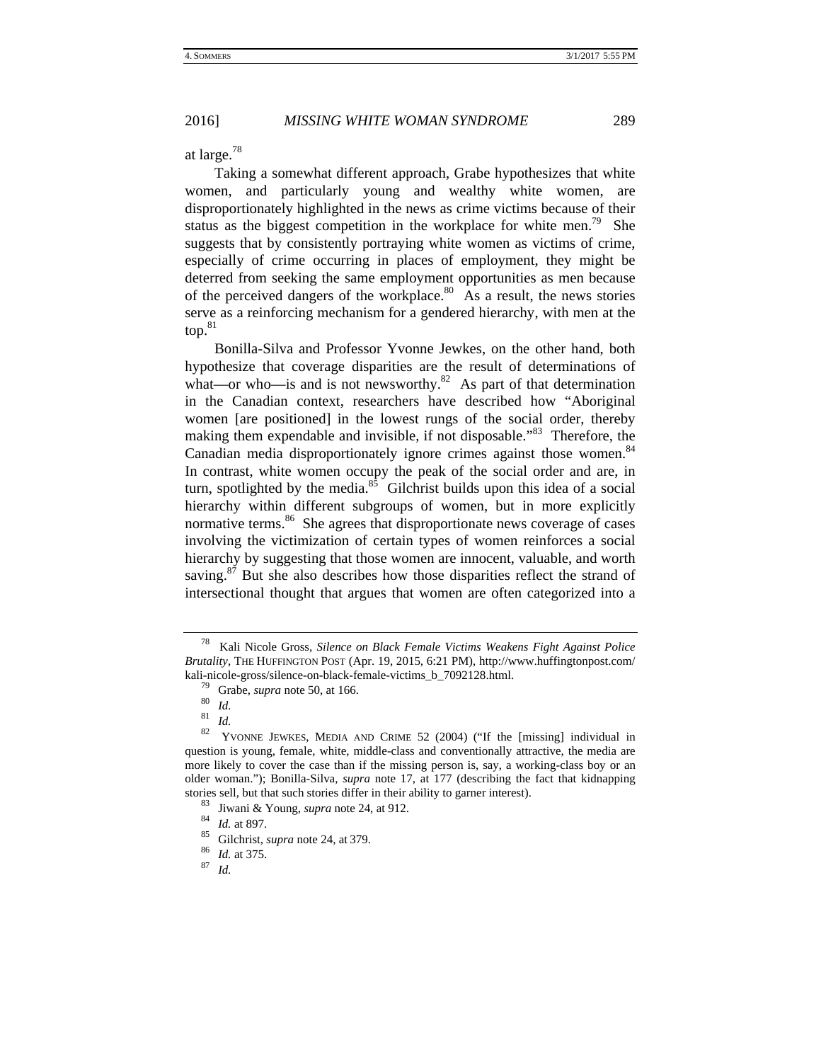at large.[78]

Taking a somewhat different approach, Grabe hypothesizes that white women, and particularly young and wealthy white women, are disproportionately highlighted in the news as crime victims because of their status as the biggest competition in the workplace for white men.[79] She suggests that by consistently portraying white women as victims of crime, especially of crime occurring in places of employment, they might be deterred from seeking the same employment opportunities as men because of the perceived dangers of the workplace.[80] As a result, the news stories serve as a reinforcing mechanism for a gendered hierarchy, with men at the top.[81]

Bonilla-Silva and Professor Yvonne Jewkes, on the other hand, both hypothesize that coverage disparities are the result of determinations of what—or who—is and is not newsworthy.[82] As part of that determination in the Canadian context, researchers have described how "Aboriginal women [are positioned] in the lowest rungs of the social order, thereby making them expendable and invisible, if not disposable."[83] Therefore, the Canadian media disproportionately ignore crimes against those women.[84] In contrast, white women occupy the peak of the social order and are, in turn, spotlighted by the media.[85] Gilchrist builds upon this idea of a social hierarchy within different subgroups of women, but in more explicitly normative terms.[86] She agrees that disproportionate news coverage of cases involving the victimization of certain types of women reinforces a social hierarchy by suggesting that those women are innocent, valuable, and worth saving.[87] But she also describes how those disparities reflect the strand of intersectional thought that argues that women are often categorized into a

---

[78] Kali Nicole Gross, *Silence on Black Female Victims Weakens Fight Against Police Brutality*, THE HUFFINGTON POST (Apr. 19, 2015, 6:21 PM), http://www.huffingtonpost.com/kali-nicole-gross/silence-on-black-female-victims_b_7092128.html.

[79] Grabe, *supra* note 50, at 166.

[80] *Id.*

[81] *Id.*

[82] YVONNE JEWKES, MEDIA AND CRIME 52 (2004) ("If the [missing] individual in question is young, female, white, middle-class and conventionally attractive, the media are more likely to cover the case than if the missing person is, say, a working-class boy or an older woman."); Bonilla-Silva, *supra* note 17, at 177 (describing the fact that kidnapping stories sell, but that such stories differ in their ability to garner interest).

[83] Jiwani & Young, *supra* note 24, at 912.

[84] *Id.* at 897.

[85] Gilchrist, *supra* note 24, at 379.

[86] *Id.* at 375.

[87] *Id.*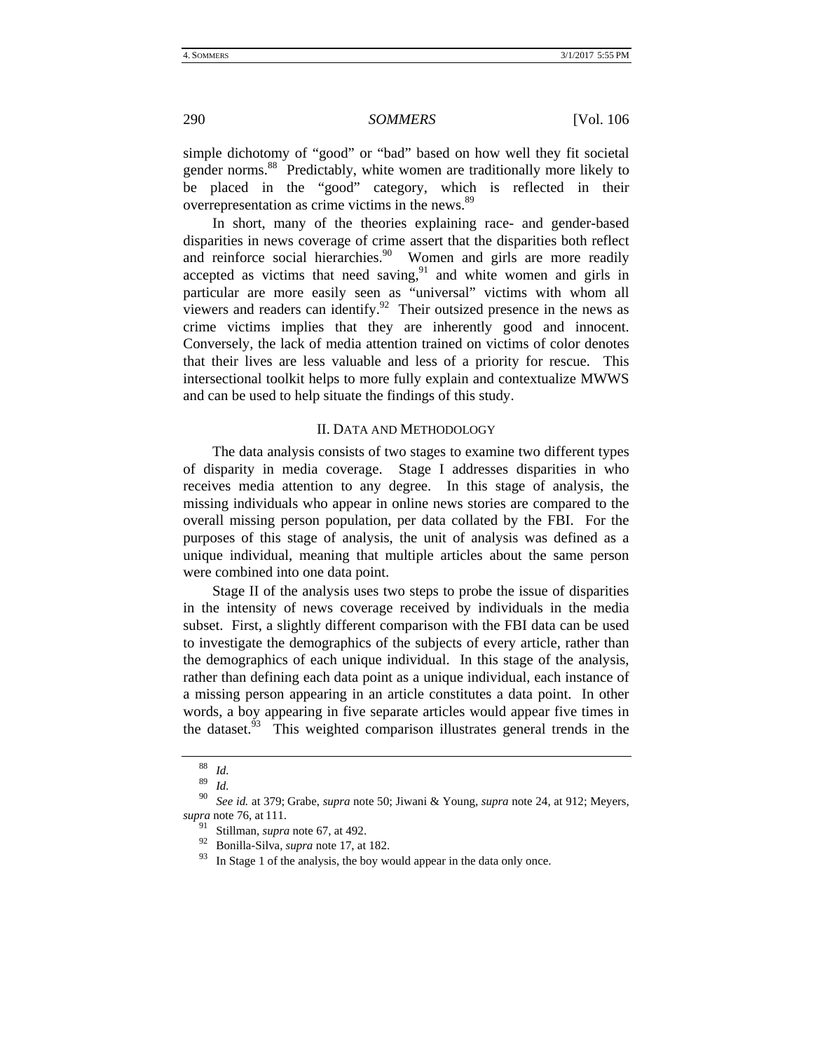simple dichotomy of "good" or "bad" based on how well they fit societal gender norms.[88] Predictably, white women are traditionally more likely to be placed in the "good" category, which is reflected in their overrepresentation as crime victims in the news.[89]

In short, many of the theories explaining race- and gender-based disparities in news coverage of crime assert that the disparities both reflect and reinforce social hierarchies.[90] Women and girls are more readily accepted as victims that need saving,[91] and white women and girls in particular are more easily seen as "universal" victims with whom all viewers and readers can identify.[92] Their outsized presence in the news as crime victims implies that they are inherently good and innocent. Conversely, the lack of media attention trained on victims of color denotes that their lives are less valuable and less of a priority for rescue. This intersectional toolkit helps to more fully explain and contextualize MWWS and can be used to help situate the findings of this study.

## II. DATA AND METHODOLOGY

The data analysis consists of two stages to examine two different types of disparity in media coverage. Stage I addresses disparities in who receives media attention to any degree. In this stage of analysis, the missing individuals who appear in online news stories are compared to the overall missing person population, per data collated by the FBI. For the purposes of this stage of analysis, the unit of analysis was defined as a unique individual, meaning that multiple articles about the same person were combined into one data point.

Stage II of the analysis uses two steps to probe the issue of disparities in the intensity of news coverage received by individuals in the media subset. First, a slightly different comparison with the FBI data can be used to investigate the demographics of the subjects of every article, rather than the demographics of each unique individual. In this stage of the analysis, rather than defining each data point as a unique individual, each instance of a missing person appearing in an article constitutes a data point. In other words, a boy appearing in five separate articles would appear five times in the dataset.[93] This weighted comparison illustrates general trends in the

---

[88] *Id.*

[89] *Id.*

[90] *See id.* at 379; Grabe, *supra* note 50; Jiwani & Young, *supra* note 24, at 912; Meyers, *supra* note 76, at 111.

[91] Stillman, *supra* note 67, at 492.

[92] Bonilla-Silva, *supra* note 17, at 182.

[93] In Stage 1 of the analysis, the boy would appear in the data only once.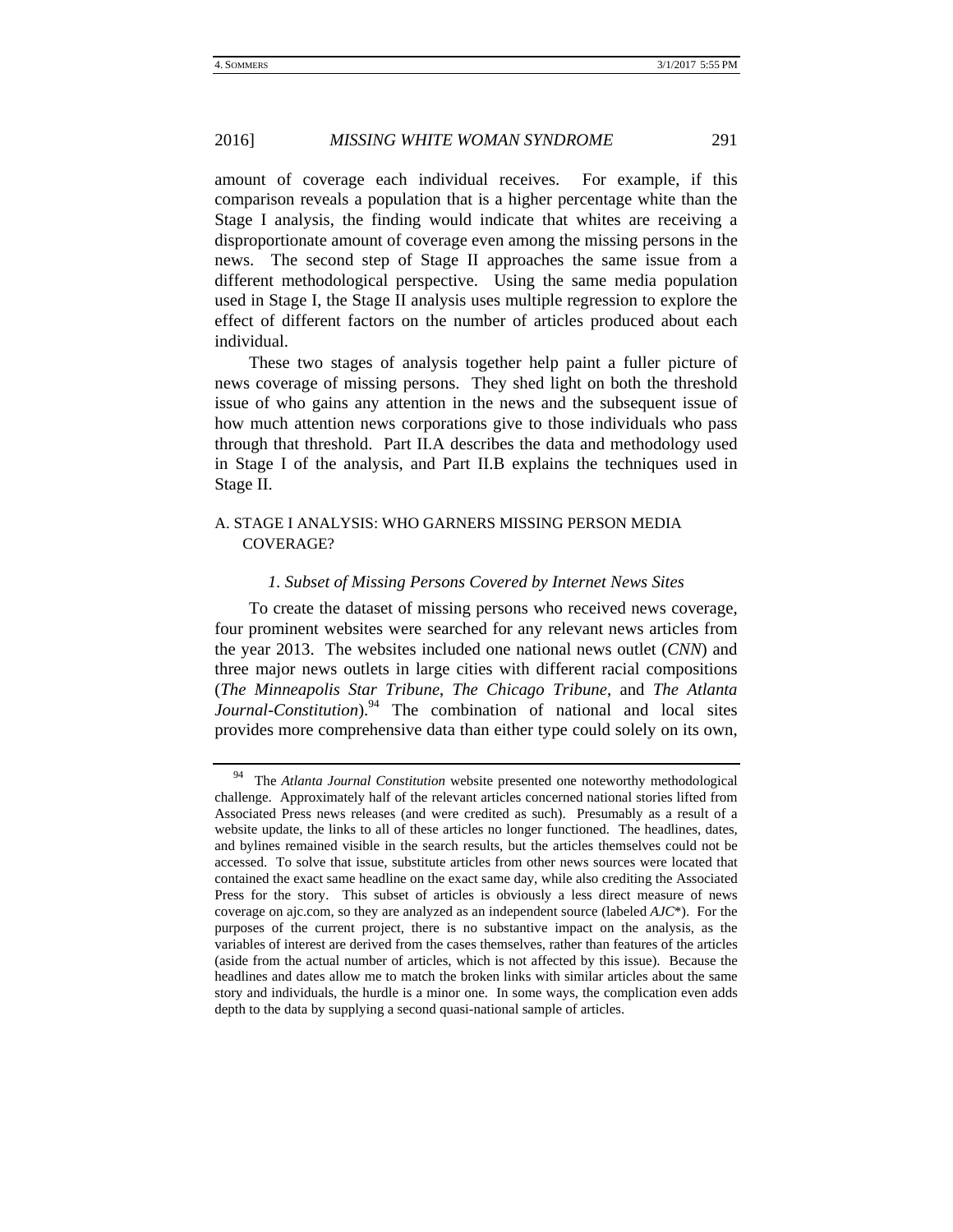amount of coverage each individual receives. For example, if this comparison reveals a population that is a higher percentage white than the Stage I analysis, the finding would indicate that whites are receiving a disproportionate amount of coverage even among the missing persons in the news. The second step of Stage II approaches the same issue from a different methodological perspective. Using the same media population used in Stage I, the Stage II analysis uses multiple regression to explore the effect of different factors on the number of articles produced about each individual.

These two stages of analysis together help paint a fuller picture of news coverage of missing persons. They shed light on both the threshold issue of who gains any attention in the news and the subsequent issue of how much attention news corporations give to those individuals who pass through that threshold. Part II.A describes the data and methodology used in Stage I of the analysis, and Part II.B explains the techniques used in Stage II.

## A. STAGE I ANALYSIS: WHO GARNERS MISSING PERSON MEDIA COVERAGE?

### *1. Subset of Missing Persons Covered by Internet News Sites*

To create the dataset of missing persons who received news coverage, four prominent websites were searched for any relevant news articles from the year 2013. The websites included one national news outlet (*CNN*) and three major news outlets in large cities with different racial compositions (*The Minneapolis Star Tribune*, *The Chicago Tribune*, and *The Atlanta Journal-Constitution*).[94] The combination of national and local sites provides more comprehensive data than either type could solely on its own,

---

[94] The *Atlanta Journal Constitution* website presented one noteworthy methodological challenge. Approximately half of the relevant articles concerned national stories lifted from Associated Press news releases (and were credited as such). Presumably as a result of a website update, the links to all of these articles no longer functioned. The headlines, dates, and bylines remained visible in the search results, but the articles themselves could not be accessed. To solve that issue, substitute articles from other news sources were located that contained the exact same headline on the exact same day, while also crediting the Associated Press for the story. This subset of articles is obviously a less direct measure of news coverage on ajc.com, so they are analyzed as an independent source (labeled *AJC*\*). For the purposes of the current project, there is no substantive impact on the analysis, as the variables of interest are derived from the cases themselves, rather than features of the articles (aside from the actual number of articles, which is not affected by this issue). Because the headlines and dates allow me to match the broken links with similar articles about the same story and individuals, the hurdle is a minor one. In some ways, the complication even adds depth to the data by supplying a second quasi-national sample of articles.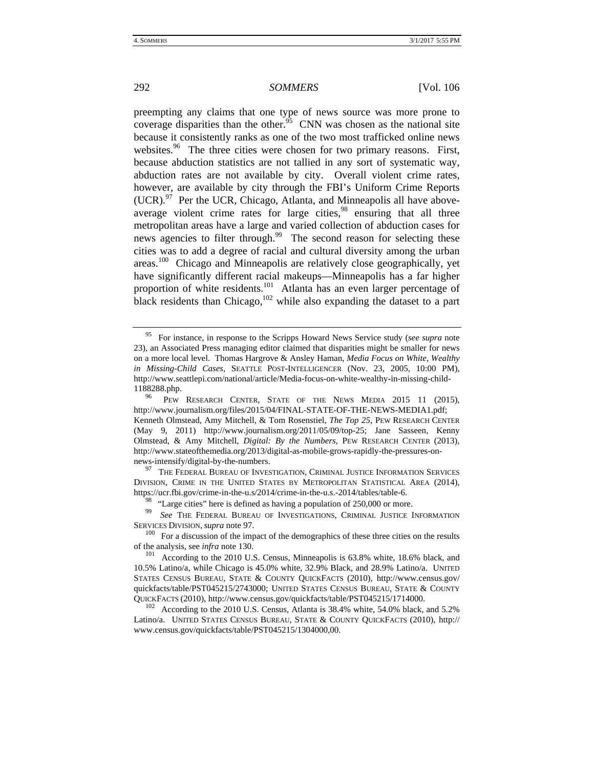preempting any claims that one type of news source was more prone to coverage disparities than the other.[95] CNN was chosen as the national site because it consistently ranks as one of the two most trafficked online news websites.[96] The three cities were chosen for two primary reasons. First, because abduction statistics are not tallied in any sort of systematic way, abduction rates are not available by city. Overall violent crime rates, however, are available by city through the FBI's Uniform Crime Reports (UCR).[97] Per the UCR, Chicago, Atlanta, and Minneapolis all have above-average violent crime rates for large cities,[98] ensuring that all three metropolitan areas have a large and varied collection of abduction cases for news agencies to filter through.[99] The second reason for selecting these cities was to add a degree of racial and cultural diversity among the urban areas.[100] Chicago and Minneapolis are relatively close geographically, yet have significantly different racial makeups—Minneapolis has a far higher proportion of white residents.[101] Atlanta has an even larger percentage of black residents than Chicago,[102] while also expanding the dataset to a part

---

[95] For instance, in response to the Scripps Howard News Service study (*see supra* note 23), an Associated Press managing editor claimed that disparities might be smaller for news on a more local level. Thomas Hargrove & Ansley Haman, *Media Focus on White, Wealthy in Missing-Child Cases*, SEATTLE POST-INTELLIGENCER (Nov. 23, 2005, 10:00 PM), http://www.seattlepi.com/national/article/Media-focus-on-white-wealthy-in-missing-child-1188288.php.

[96] PEW RESEARCH CENTER, STATE OF THE NEWS MEDIA 2015 11 (2015), http://www.journalism.org/files/2015/04/FINAL-STATE-OF-THE-NEWS-MEDIA1.pdf; Kenneth Olmstead, Amy Mitchell, & Tom Rosenstiel, *The Top 25*, PEW RESEARCH CENTER (May 9, 2011) http://www.journalism.org/2011/05/09/top-25; Jane Sasseen, Kenny Olmstead, & Amy Mitchell, *Digital: By the Numbers*, PEW RESEARCH CENTER (2013), http://www.stateofthemedia.org/2013/digital-as-mobile-grows-rapidly-the-pressures-on-news-intensify/digital-by-the-numbers.

[97] THE FEDERAL BUREAU OF INVESTIGATION, CRIMINAL JUSTICE INFORMATION SERVICES DIVISION, CRIME IN THE UNITED STATES BY METROPOLITAN STATISTICAL AREA (2014), https://ucr.fbi.gov/crime-in-the-u.s/2014/crime-in-the-u.s.-2014/tables/table-6.

[98] "Large cities" here is defined as having a population of 250,000 or more.

[99] *See* THE FEDERAL BUREAU OF INVESTIGATIONS, CRIMINAL JUSTICE INFORMATION SERVICES DIVISION, *supra* note 97.

[100] For a discussion of the impact of the demographics of these three cities on the results of the analysis, see *infra* note 130.

[101] According to the 2010 U.S. Census, Minneapolis is 63.8% white, 18.6% black, and 10.5% Latino/a, while Chicago is 45.0% white, 32.9% Black, and 28.9% Latino/a. UNITED STATES CENSUS BUREAU, STATE & COUNTY QUICKFACTS (2010), http://www.census.gov/quickfacts/table/PST045215/2743000; UNITED STATES CENSUS BUREAU, STATE & COUNTY QUICKFACTS (2010), http://www.census.gov/quickfacts/table/PST045215/1714000.

[102] According to the 2010 U.S. Census, Atlanta is 38.4% white, 54.0% black, and 5.2% Latino/a. UNITED STATES CENSUS BUREAU, STATE & COUNTY QUICKFACTS (2010), http://www.census.gov/quickfacts/table/PST045215/1304000,00.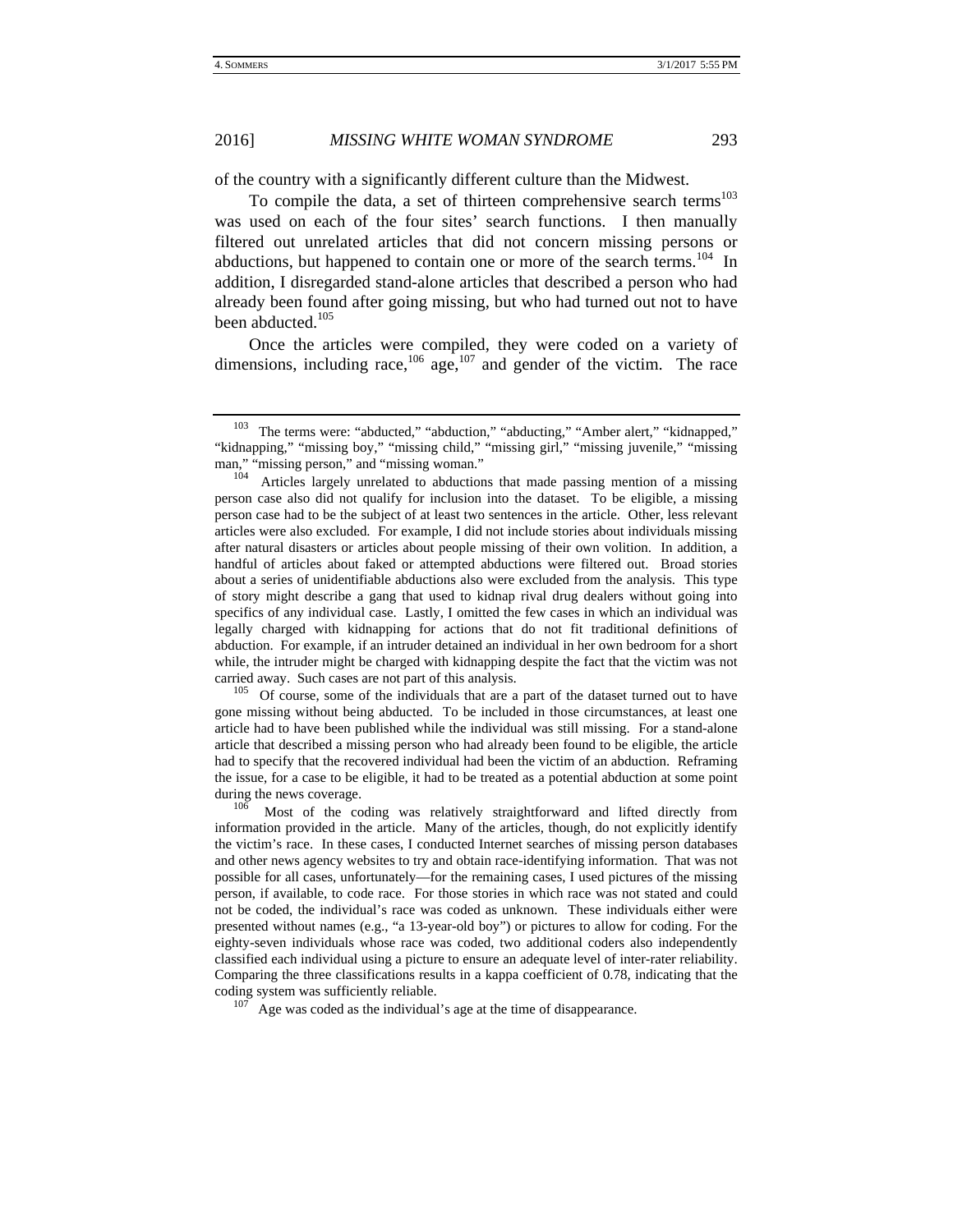of the country with a significantly different culture than the Midwest.

To compile the data, a set of thirteen comprehensive search terms[103] was used on each of the four sites' search functions. I then manually filtered out unrelated articles that did not concern missing persons or abductions, but happened to contain one or more of the search terms.[104] In addition, I disregarded stand-alone articles that described a person who had already been found after going missing, but who had turned out not to have been abducted.[105]

Once the articles were compiled, they were coded on a variety of dimensions, including race,[106] age,[107] and gender of the victim. The race

---

[103] The terms were: "abducted," "abduction," "abducting," "Amber alert," "kidnapped," "kidnapping," "missing boy," "missing child," "missing girl," "missing juvenile," "missing man," "missing person," and "missing woman."

[104] Articles largely unrelated to abductions that made passing mention of a missing person case also did not qualify for inclusion into the dataset. To be eligible, a missing person case had to be the subject of at least two sentences in the article. Other, less relevant articles were also excluded. For example, I did not include stories about individuals missing after natural disasters or articles about people missing of their own volition. In addition, a handful of articles about faked or attempted abductions were filtered out. Broad stories about a series of unidentifiable abductions also were excluded from the analysis. This type of story might describe a gang that used to kidnap rival drug dealers without going into specifics of any individual case. Lastly, I omitted the few cases in which an individual was legally charged with kidnapping for actions that do not fit traditional definitions of abduction. For example, if an intruder detained an individual in her own bedroom for a short while, the intruder might be charged with kidnapping despite the fact that the victim was not carried away. Such cases are not part of this analysis.

[105] Of course, some of the individuals that are a part of the dataset turned out to have gone missing without being abducted. To be included in those circumstances, at least one article had to have been published while the individual was still missing. For a stand-alone article that described a missing person who had already been found to be eligible, the article had to specify that the recovered individual had been the victim of an abduction. Reframing the issue, for a case to be eligible, it had to be treated as a potential abduction at some point during the news coverage.

[106] Most of the coding was relatively straightforward and lifted directly from information provided in the article. Many of the articles, though, do not explicitly identify the victim's race. In these cases, I conducted Internet searches of missing person databases and other news agency websites to try and obtain race-identifying information. That was not possible for all cases, unfortunately—for the remaining cases, I used pictures of the missing person, if available, to code race. For those stories in which race was not stated and could not be coded, the individual's race was coded as unknown. These individuals either were presented without names (e.g., "a 13-year-old boy") or pictures to allow for coding. For the eighty-seven individuals whose race was coded, two additional coders also independently classified each individual using a picture to ensure an adequate level of inter-rater reliability. Comparing the three classifications results in a kappa coefficient of 0.78, indicating that the coding system was sufficiently reliable.

[107] Age was coded as the individual's age at the time of disappearance.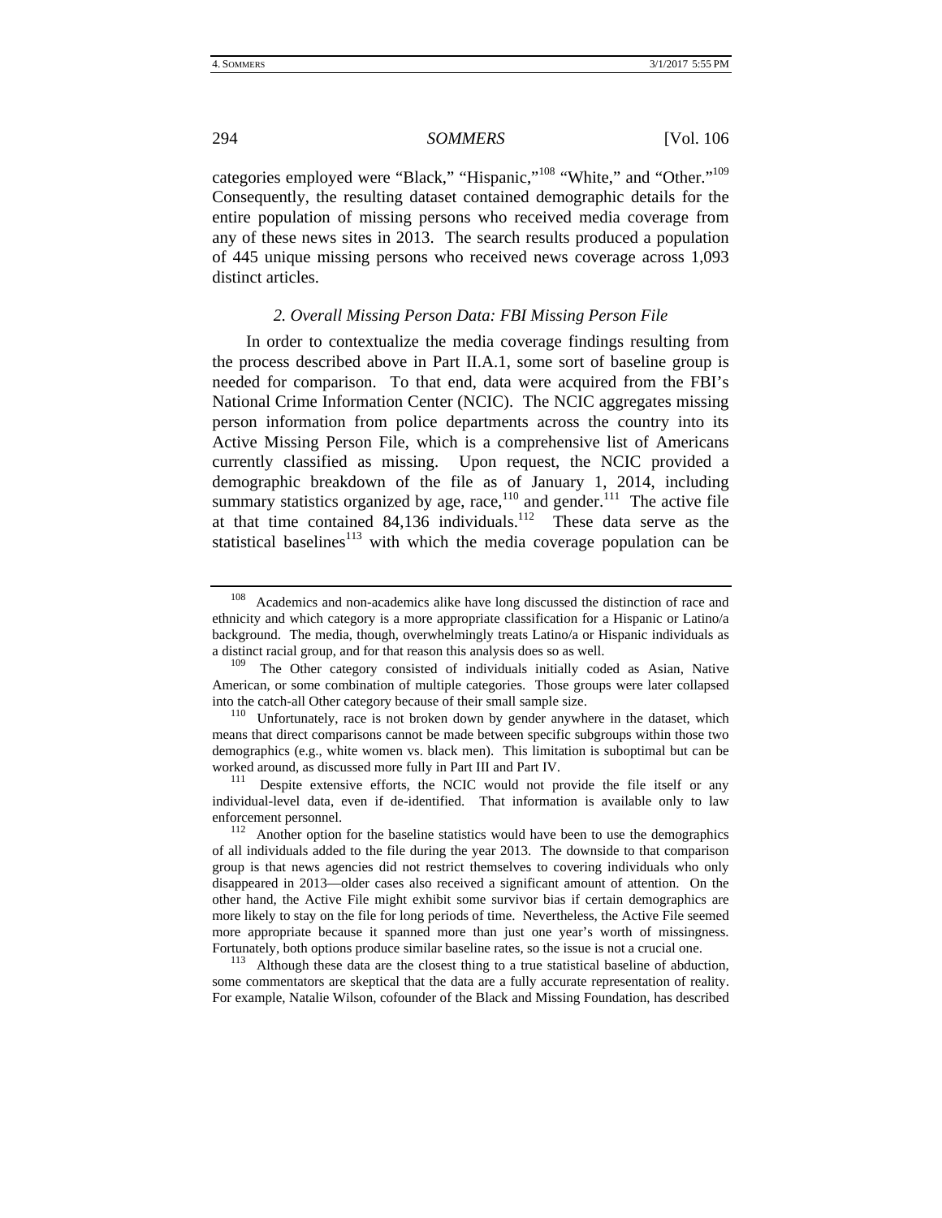categories employed were "Black," "Hispanic,"[108] "White," and "Other."[109] Consequently, the resulting dataset contained demographic details for the entire population of missing persons who received media coverage from any of these news sites in 2013. The search results produced a population of 445 unique missing persons who received news coverage across 1,093 distinct articles.

### *2. Overall Missing Person Data: FBI Missing Person File*

In order to contextualize the media coverage findings resulting from the process described above in Part II.A.1, some sort of baseline group is needed for comparison. To that end, data were acquired from the FBI's National Crime Information Center (NCIC). The NCIC aggregates missing person information from police departments across the country into its Active Missing Person File, which is a comprehensive list of Americans currently classified as missing. Upon request, the NCIC provided a demographic breakdown of the file as of January 1, 2014, including summary statistics organized by age, race,[110] and gender.[111] The active file at that time contained 84,136 individuals.[112] These data serve as the statistical baselines[113] with which the media coverage population can be

---

[108] Academics and non-academics alike have long discussed the distinction of race and ethnicity and which category is a more appropriate classification for a Hispanic or Latino/a background. The media, though, overwhelmingly treats Latino/a or Hispanic individuals as a distinct racial group, and for that reason this analysis does so as well.

[109] The Other category consisted of individuals initially coded as Asian, Native American, or some combination of multiple categories. Those groups were later collapsed into the catch-all Other category because of their small sample size.

[110] Unfortunately, race is not broken down by gender anywhere in the dataset, which means that direct comparisons cannot be made between specific subgroups within those two demographics (e.g., white women vs. black men). This limitation is suboptimal but can be worked around, as discussed more fully in Part III and Part IV.

[111] Despite extensive efforts, the NCIC would not provide the file itself or any individual-level data, even if de-identified. That information is available only to law enforcement personnel.

[112] Another option for the baseline statistics would have been to use the demographics of all individuals added to the file during the year 2013. The downside to that comparison group is that news agencies did not restrict themselves to covering individuals who only disappeared in 2013—older cases also received a significant amount of attention. On the other hand, the Active File might exhibit some survivor bias if certain demographics are more likely to stay on the file for long periods of time. Nevertheless, the Active File seemed more appropriate because it spanned more than just one year's worth of missingness. Fortunately, both options produce similar baseline rates, so the issue is not a crucial one.

[113] Although these data are the closest thing to a true statistical baseline of abduction, some commentators are skeptical that the data are a fully accurate representation of reality. For example, Natalie Wilson, cofounder of the Black and Missing Foundation, has described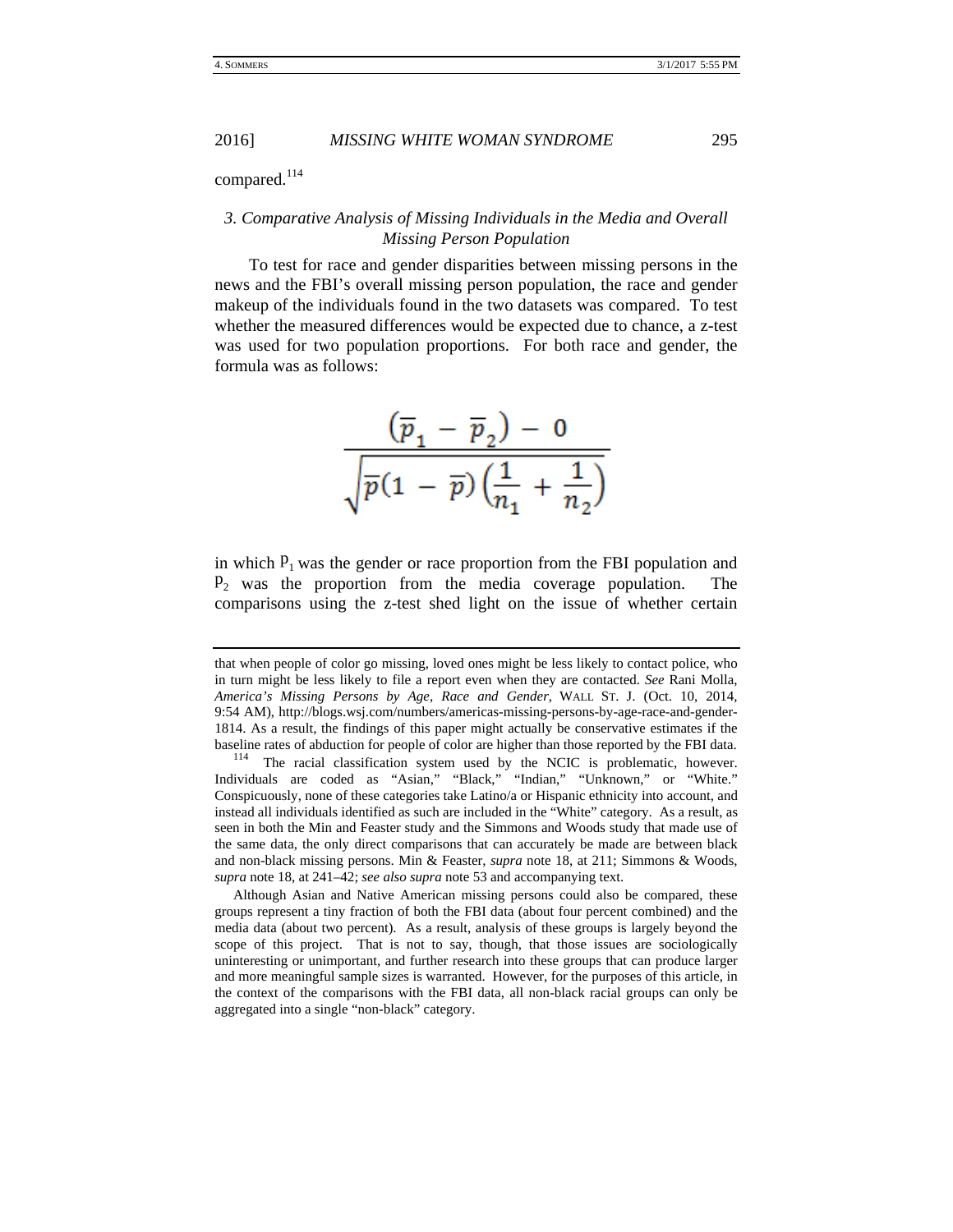compared.[114]

### 3. *Comparative Analysis of Missing Individuals in the Media and Overall Missing Person Population*

To test for race and gender disparities between missing persons in the news and the FBI's overall missing person population, the race and gender makeup of the individuals found in the two datasets was compared. To test whether the measured differences would be expected due to chance, a z-test was used for two population proportions. For both race and gender, the formula was as follows:

$$\frac{(\overline{p}_1 - \overline{p}_2) - 0}{\sqrt{\overline{p}(1 - \overline{p})\left(\frac{1}{n_1} + \frac{1}{n_2}\right)}}$$

in which $p_1$ was the gender or race proportion from the FBI population and $p_2$ was the proportion from the media coverage population. The comparisons using the z-test shed light on the issue of whether certain

---

that when people of color go missing, loved ones might be less likely to contact police, who in turn might be less likely to file a report even when they are contacted. *See* Rani Molla, *America's Missing Persons by Age, Race and Gender*, WALL ST. J. (Oct. 10, 2014, 9:54 AM), http://blogs.wsj.com/numbers/americas-missing-persons-by-age-race-and-gender-1814. As a result, the findings of this paper might actually be conservative estimates if the baseline rates of abduction for people of color are higher than those reported by the FBI data.

[114] The racial classification system used by the NCIC is problematic, however. Individuals are coded as "Asian," "Black," "Indian," "Unknown," or "White." Conspicuously, none of these categories take Latino/a or Hispanic ethnicity into account, and instead all individuals identified as such are included in the "White" category. As a result, as seen in both the Min and Feaster study and the Simmons and Woods study that made use of the same data, the only direct comparisons that can accurately be made are between black and non-black missing persons. Min & Feaster, *supra* note 18, at 211; Simmons & Woods, *supra* note 18, at 241–42; *see also supra* note 53 and accompanying text.

Although Asian and Native American missing persons could also be compared, these groups represent a tiny fraction of both the FBI data (about four percent combined) and the media data (about two percent). As a result, analysis of these groups is largely beyond the scope of this project. That is not to say, though, that those issues are sociologically uninteresting or unimportant, and further research into these groups that can produce larger and more meaningful sample sizes is warranted. However, for the purposes of this article, in the context of the comparisons with the FBI data, all non-black racial groups can only be aggregated into a single "non-black" category.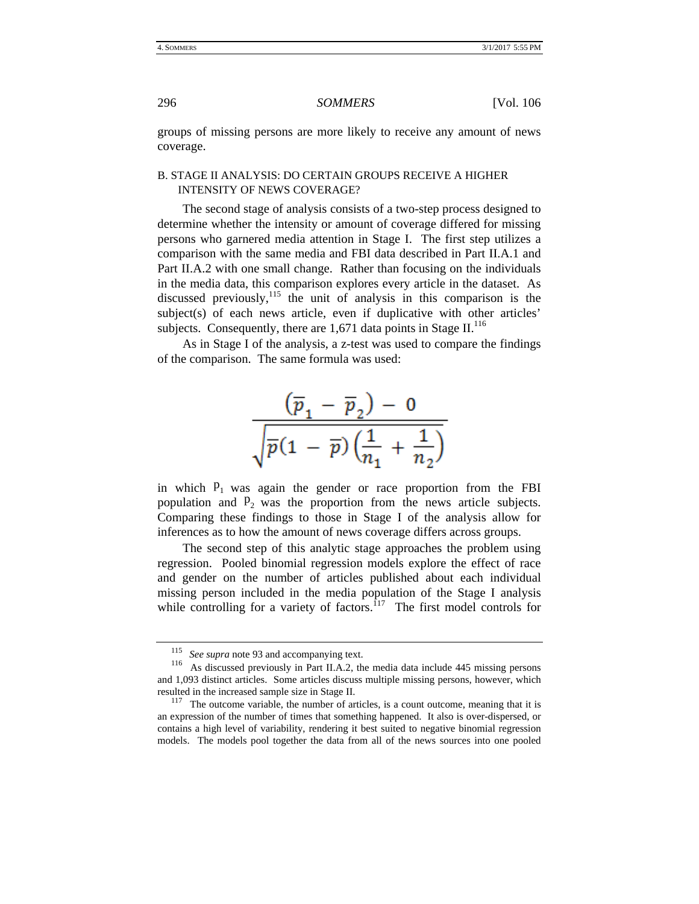groups of missing persons are more likely to receive any amount of news coverage.

### B. STAGE II ANALYSIS: DO CERTAIN GROUPS RECEIVE A HIGHER INTENSITY OF NEWS COVERAGE?

The second stage of analysis consists of a two-step process designed to determine whether the intensity or amount of coverage differed for missing persons who garnered media attention in Stage I. The first step utilizes a comparison with the same media and FBI data described in Part II.A.1 and Part II.A.2 with one small change. Rather than focusing on the individuals in the media data, this comparison explores every article in the dataset. As discussed previously,[115] the unit of analysis in this comparison is the subject(s) of each news article, even if duplicative with other articles' subjects. Consequently, there are 1,671 data points in Stage II.[116]

As in Stage I of the analysis, a z-test was used to compare the findings of the comparison. The same formula was used:

$$\frac{(\overline{p}_1 - \overline{p}_2) - 0}{\sqrt{\overline{p}(1 - \overline{p})\left(\frac{1}{n_1} + \frac{1}{n_2}\right)}}$$

in which $p_1$ was again the gender or race proportion from the FBI population and $p_2$ was the proportion from the news article subjects. Comparing these findings to those in Stage I of the analysis allow for inferences as to how the amount of news coverage differs across groups.

The second step of this analytic stage approaches the problem using regression. Pooled binomial regression models explore the effect of race and gender on the number of articles published about each individual missing person included in the media population of the Stage I analysis while controlling for a variety of factors.[117] The first model controls for

---

[115] *See supra* note 93 and accompanying text.

[116] As discussed previously in Part II.A.2, the media data include 445 missing persons and 1,093 distinct articles. Some articles discuss multiple missing persons, however, which resulted in the increased sample size in Stage II.

[117] The outcome variable, the number of articles, is a count outcome, meaning that it is an expression of the number of times that something happened. It also is over-dispersed, or contains a high level of variability, rendering it best suited to negative binomial regression models. The models pool together the data from all of the news sources into one pooled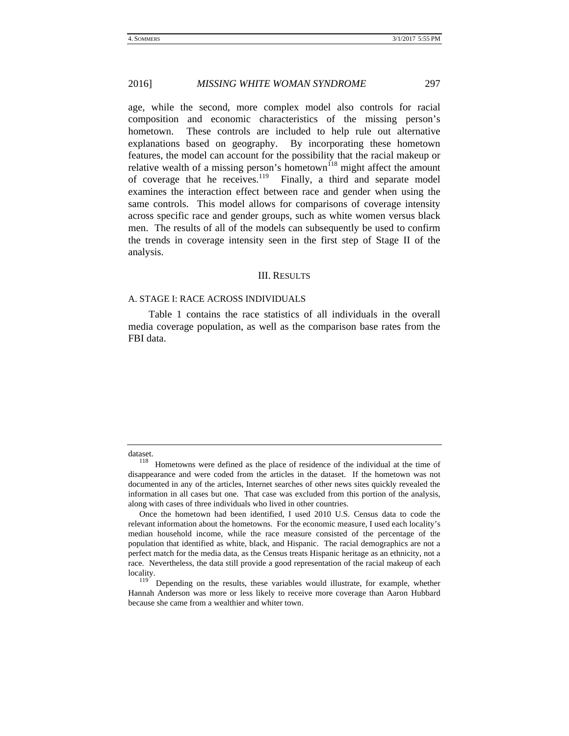age, while the second, more complex model also controls for racial composition and economic characteristics of the missing person's hometown. These controls are included to help rule out alternative explanations based on geography. By incorporating these hometown features, the model can account for the possibility that the racial makeup or relative wealth of a missing person's hometown[118] might affect the amount of coverage that he receives.[119] Finally, a third and separate model examines the interaction effect between race and gender when using the same controls. This model allows for comparisons of coverage intensity across specific race and gender groups, such as white women versus black men. The results of all of the models can subsequently be used to confirm the trends in coverage intensity seen in the first step of Stage II of the analysis.

## III. RESULTS

### A. STAGE I: RACE ACROSS INDIVIDUALS

Table 1 contains the race statistics of all individuals in the overall media coverage population, as well as the comparison base rates from the FBI data.

---

dataset.

[118] Hometowns were defined as the place of residence of the individual at the time of disappearance and were coded from the articles in the dataset. If the hometown was not documented in any of the articles, Internet searches of other news sites quickly revealed the information in all cases but one. That case was excluded from this portion of the analysis, along with cases of three individuals who lived in other countries.

Once the hometown had been identified, I used 2010 U.S. Census data to code the relevant information about the hometowns. For the economic measure, I used each locality's median household income, while the race measure consisted of the percentage of the population that identified as white, black, and Hispanic. The racial demographics are not a perfect match for the media data, as the Census treats Hispanic heritage as an ethnicity, not a race. Nevertheless, the data still provide a good representation of the racial makeup of each locality.

[119] Depending on the results, these variables would illustrate, for example, whether Hannah Anderson was more or less likely to receive more coverage than Aaron Hubbard because she came from a wealthier and whiter town.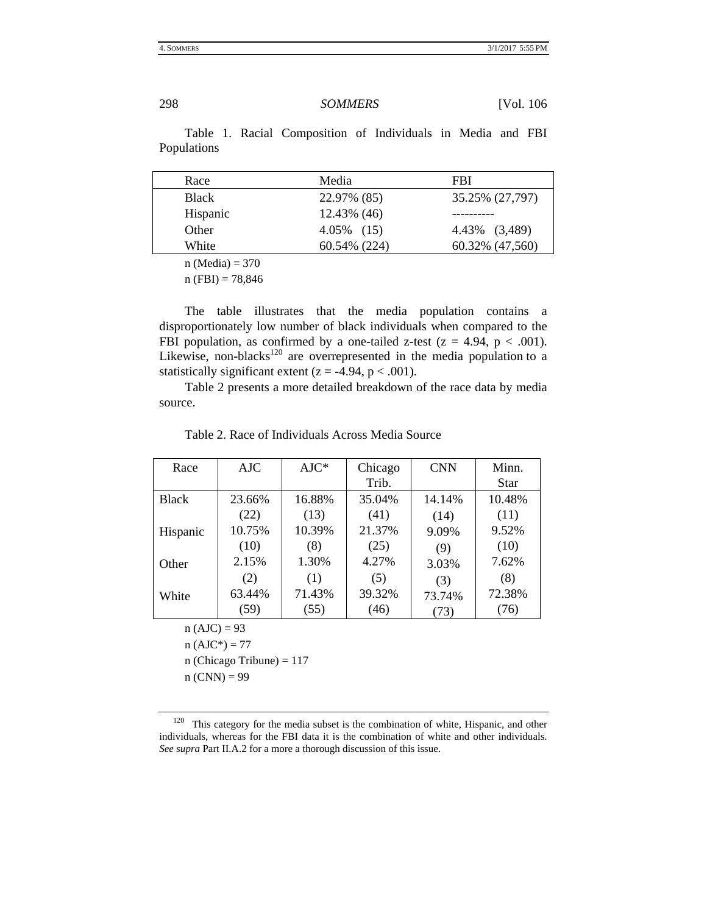Table 1. Racial Composition of Individuals in Media and FBI Populations

| Race | Media | FBI |
|---|---|---|
| Black | 22.97% (85) | 35.25% (27,797) |
| Hispanic | 12.43% (46) | ---------- |
| Other | 4.05% (15) | 4.43% (3,489) |
| White | 60.54% (224) | 60.32% (47,560) |

n (Media) = 370

n (FBI) = 78,846

The table illustrates that the media population contains a disproportionately low number of black individuals when compared to the FBI population, as confirmed by a one-tailed z-test ($z = 4.94$, $p < .001$). Likewise, non-blacks[120] are overrepresented in the media population to a statistically significant extent ($z = -4.94$, $p < .001$).

Table 2 presents a more detailed breakdown of the race data by media source.

Table 2. Race of Individuals Across Media Source

| Race | AJC | AJC* | Chicago Trib. | CNN | Minn. Star |
|---|---|---|---|---|---|
| Black | 23.66% (22) | 16.88% (13) | 35.04% (41) | 14.14% (14) | 10.48% (11) |
| Hispanic | 10.75% (10) | 10.39% (8) | 21.37% (25) | 9.09% (9) | 9.52% (10) |
| Other | 2.15% (2) | 1.30% (1) | 4.27% (5) | 3.03% (3) | 7.62% (8) |
| White | 63.44% (59) | 71.43% (55) | 39.32% (46) | 73.74% (73) | 72.38% (76) |

n (AJC) = 93

n (AJC*) = 77

n (Chicago Tribune) = 117

n (CNN) = 99

---

[120] This category for the media subset is the combination of white, Hispanic, and other individuals, whereas for the FBI data it is the combination of white and other individuals. *See supra* Part II.A.2 for a more a thorough discussion of this issue.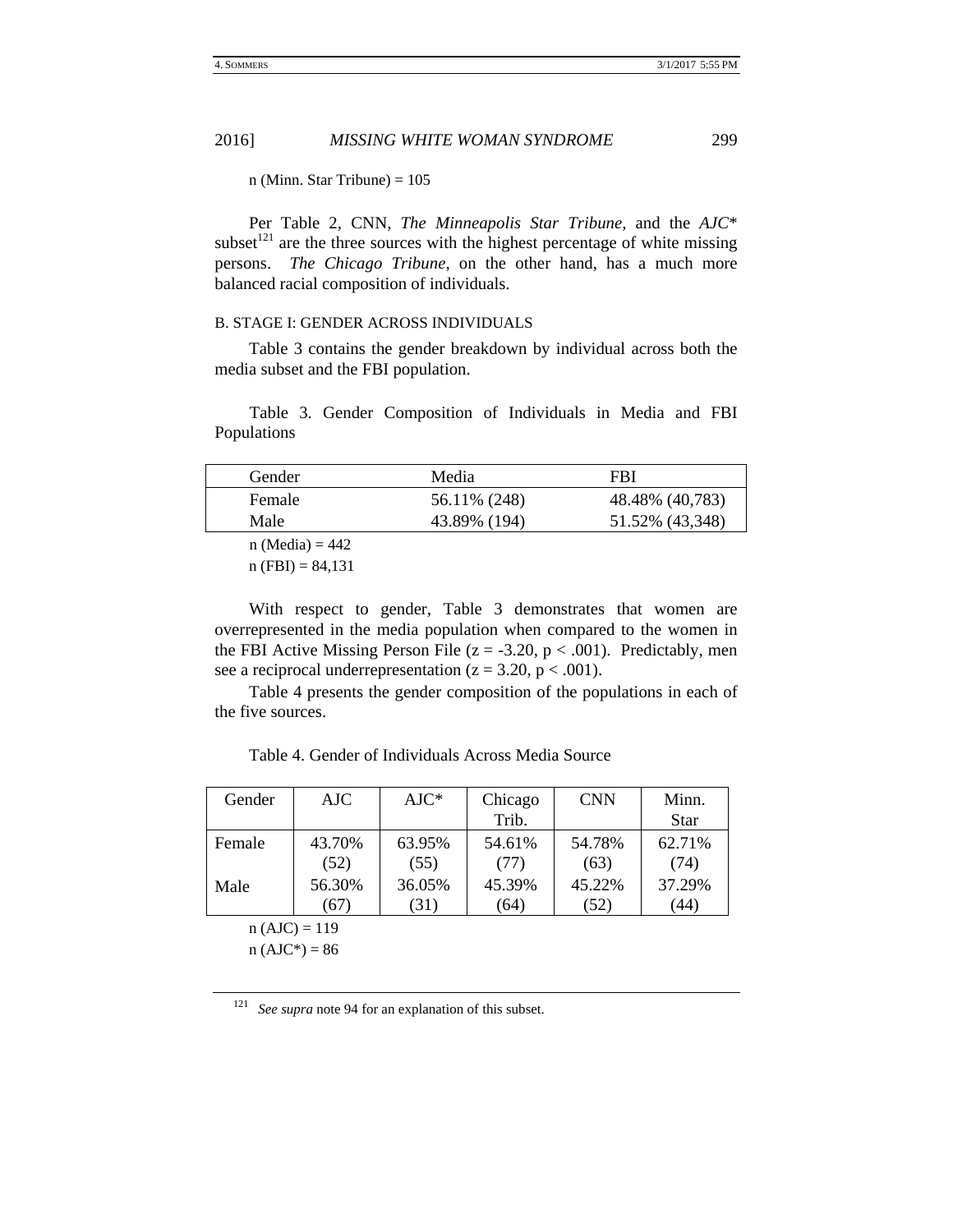n (Minn. Star Tribune) = 105

Per Table 2, CNN, *The Minneapolis Star Tribune*, and the *AJC*\* subset[121] are the three sources with the highest percentage of white missing persons. *The Chicago Tribune*, on the other hand, has a much more balanced racial composition of individuals.

### B. STAGE I: GENDER ACROSS INDIVIDUALS

Table 3 contains the gender breakdown by individual across both the media subset and the FBI population.

Table 3. Gender Composition of Individuals in Media and FBI Populations

| Gender | Media | FBI |
|---|---|---|
| Female | 56.11% (248) | 48.48% (40,783) |
| Male | 43.89% (194) | 51.52% (43,348) |

n (Media) = 442

n (FBI) = 84,131

With respect to gender, Table 3 demonstrates that women are overrepresented in the media population when compared to the women in the FBI Active Missing Person File ($z = -3.20$, $p < .001$). Predictably, men see a reciprocal underrepresentation ($z = 3.20$, $p < .001$).

Table 4 presents the gender composition of the populations in each of the five sources.

Table 4. Gender of Individuals Across Media Source

| Gender | AJC | AJC* | Chicago Trib. | CNN | Minn. Star |
|---|---|---|---|---|---|
| Female | 43.70% (52) | 63.95% (55) | 54.61% (77) | 54.78% (63) | 62.71% (74) |
| Male | 56.30% (67) | 36.05% (31) | 45.39% (64) | 45.22% (52) | 37.29% (44) |

n (AJC) = 119

n (AJC*) = 86

[121] *See supra* note 94 for an explanation of this subset.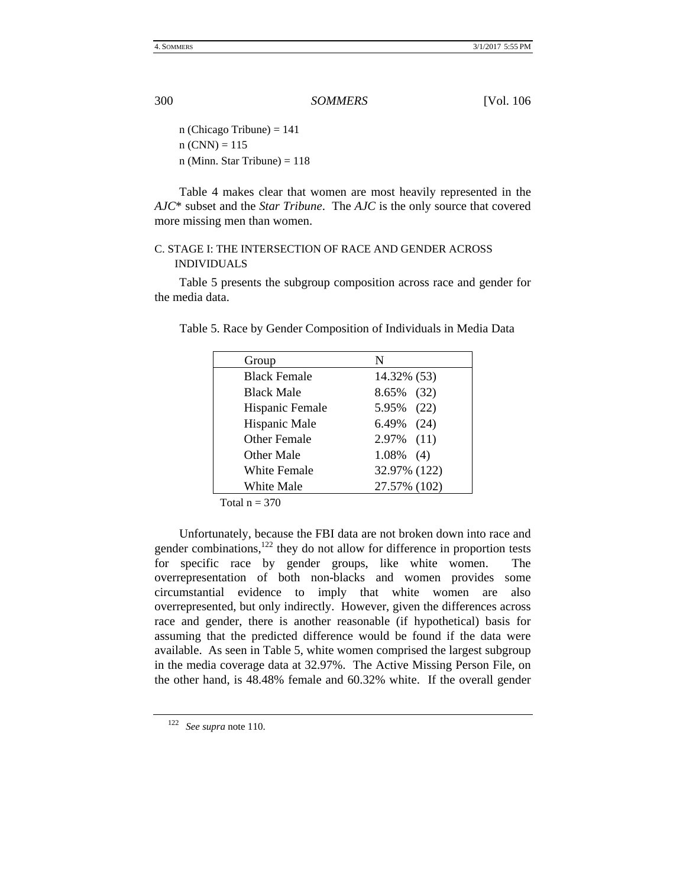n (Chicago Tribune) = 141
n (CNN) = 115
n (Minn. Star Tribune) = 118

Table 4 makes clear that women are most heavily represented in the *AJC*\* subset and the *Star Tribune*. The *AJC* is the only source that covered more missing men than women.

### C. STAGE I: THE INTERSECTION OF RACE AND GENDER ACROSS INDIVIDUALS

Table 5 presents the subgroup composition across race and gender for the media data.

Table 5. Race by Gender Composition of Individuals in Media Data

| Group | N |
|---|---|
| Black Female | 14.32% (53) |
| Black Male | 8.65% (32) |
| Hispanic Female | 5.95% (22) |
| Hispanic Male | 6.49% (24) |
| Other Female | 2.97% (11) |
| Other Male | 1.08% (4) |
| White Female | 32.97% (122) |
| White Male | 27.57% (102) |

Total n = 370

Unfortunately, because the FBI data are not broken down into race and gender combinations,[122] they do not allow for difference in proportion tests for specific race by gender groups, like white women. The overrepresentation of both non-blacks and women provides some circumstantial evidence to imply that white women are also overrepresented, but only indirectly. However, given the differences across race and gender, there is another reasonable (if hypothetical) basis for assuming that the predicted difference would be found if the data were available. As seen in Table 5, white women comprised the largest subgroup in the media coverage data at 32.97%. The Active Missing Person File, on the other hand, is 48.48% female and 60.32% white. If the overall gender

[122] *See supra* note 110.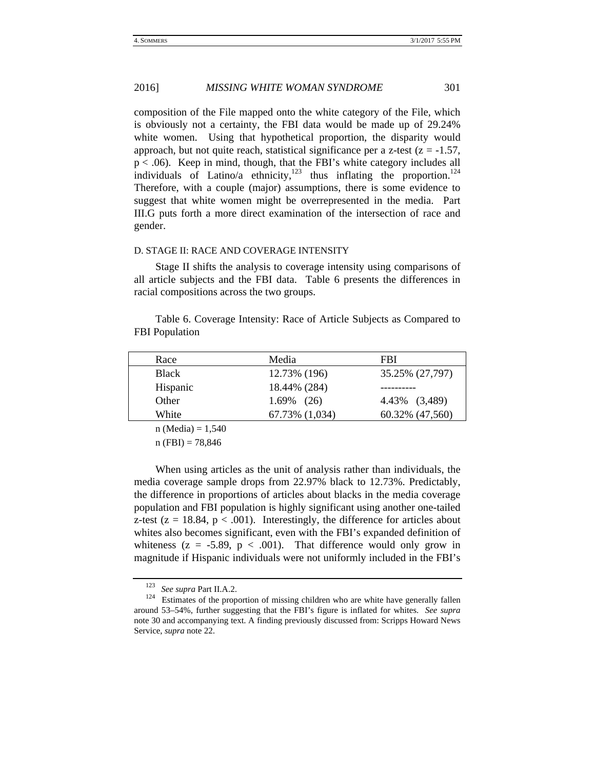composition of the File mapped onto the white category of the File, which is obviously not a certainty, the FBI data would be made up of 29.24% white women. Using that hypothetical proportion, the disparity would approach, but not quite reach, statistical significance per a z-test ($z = -1.57$, $p < .06$). Keep in mind, though, that the FBI's white category includes all individuals of Latino/a ethnicity,[123] thus inflating the proportion.[124] Therefore, with a couple (major) assumptions, there is some evidence to suggest that white women might be overrepresented in the media. Part III.G puts forth a more direct examination of the intersection of race and gender.

### D. STAGE II: RACE AND COVERAGE INTENSITY

Stage II shifts the analysis to coverage intensity using comparisons of all article subjects and the FBI data. Table 6 presents the differences in racial compositions across the two groups.

Table 6. Coverage Intensity: Race of Article Subjects as Compared to FBI Population

| Race | Media | FBI |
|---|---|---|
| Black | 12.73% (196) | 35.25% (27,797) |
| Hispanic | 18.44% (284) | ---------- |
| Other | 1.69% (26) | 4.43% (3,489) |
| White | 67.73% (1,034) | 60.32% (47,560) |

n (Media) = 1,540

n (FBI) = 78,846

When using articles as the unit of analysis rather than individuals, the media coverage sample drops from 22.97% black to 12.73%. Predictably, the difference in proportions of articles about blacks in the media coverage population and FBI population is highly significant using another one-tailed z-test ($z = 18.84$, $p < .001$). Interestingly, the difference for articles about whites also becomes significant, even with the FBI's expanded definition of whiteness ($z = -5.89$, $p < .001$). That difference would only grow in magnitude if Hispanic individuals were not uniformly included in the FBI's

[123] *See supra* Part II.A.2.

[124] Estimates of the proportion of missing children who are white have generally fallen around 53–54%, further suggesting that the FBI's figure is inflated for whites. *See supra* note 30 and accompanying text. A finding previously discussed from: Scripps Howard News Service, *supra* note 22.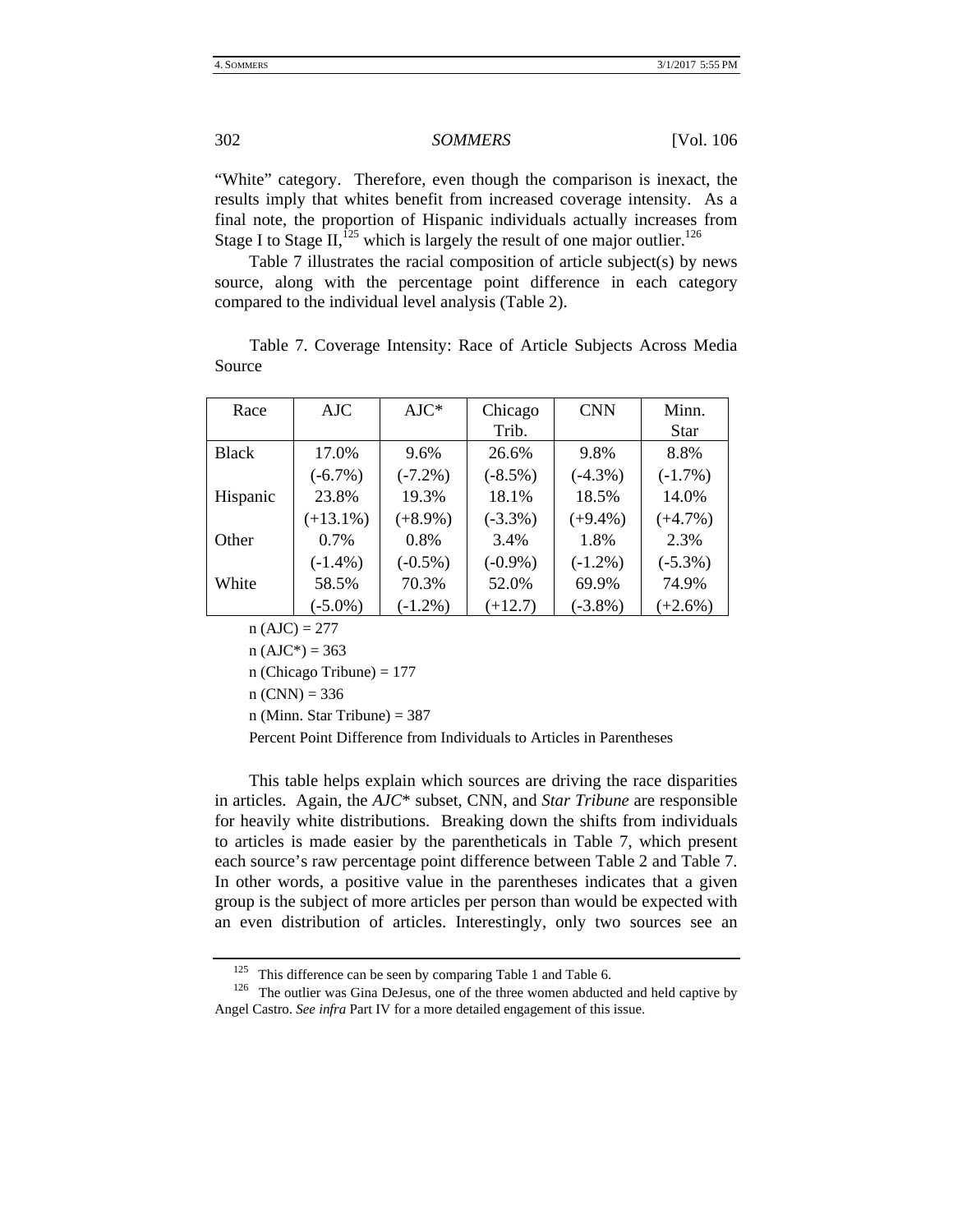"White" category. Therefore, even though the comparison is inexact, the results imply that whites benefit from increased coverage intensity. As a final note, the proportion of Hispanic individuals actually increases from Stage I to Stage II,[125] which is largely the result of one major outlier.[126]

Table 7 illustrates the racial composition of article subject(s) by news source, along with the percentage point difference in each category compared to the individual level analysis (Table 2).

Table 7. Coverage Intensity: Race of Article Subjects Across Media Source

| Race | AJC | AJC* | Chicago Trib. | CNN | Minn. Star |
|---|---|---|---|---|---|
| Black | 17.0% (-6.7%) | 9.6% (-7.2%) | 26.6% (-8.5%) | 9.8% (-4.3%) | 8.8% (-1.7%) |
| Hispanic | 23.8% (+13.1%) | 19.3% (+8.9%) | 18.1% (-3.3%) | 18.5% (+9.4%) | 14.0% (+4.7%) |
| Other | 0.7% (-1.4%) | 0.8% (-0.5%) | 3.4% (-0.9%) | 1.8% (-1.2%) | 2.3% (-5.3%) |
| White | 58.5% (-5.0%) | 70.3% (-1.2%) | 52.0% (+12.7) | 69.9% (-3.8%) | 74.9% (+2.6%) |

n (AJC) = 277

n (AJC*) = 363

n (Chicago Tribune) = 177

n (CNN) = 336

n (Minn. Star Tribune) = 387

Percent Point Difference from Individuals to Articles in Parentheses

This table helps explain which sources are driving the race disparities in articles. Again, the *AJC** subset, CNN, and *Star Tribune* are responsible for heavily white distributions. Breaking down the shifts from individuals to articles is made easier by the parentheticals in Table 7, which present each source's raw percentage point difference between Table 2 and Table 7. In other words, a positive value in the parentheses indicates that a given group is the subject of more articles per person than would be expected with an even distribution of articles. Interestingly, only two sources see an

[125] This difference can be seen by comparing Table 1 and Table 6.

[126] The outlier was Gina DeJesus, one of the three women abducted and held captive by Angel Castro. *See infra* Part IV for a more detailed engagement of this issue.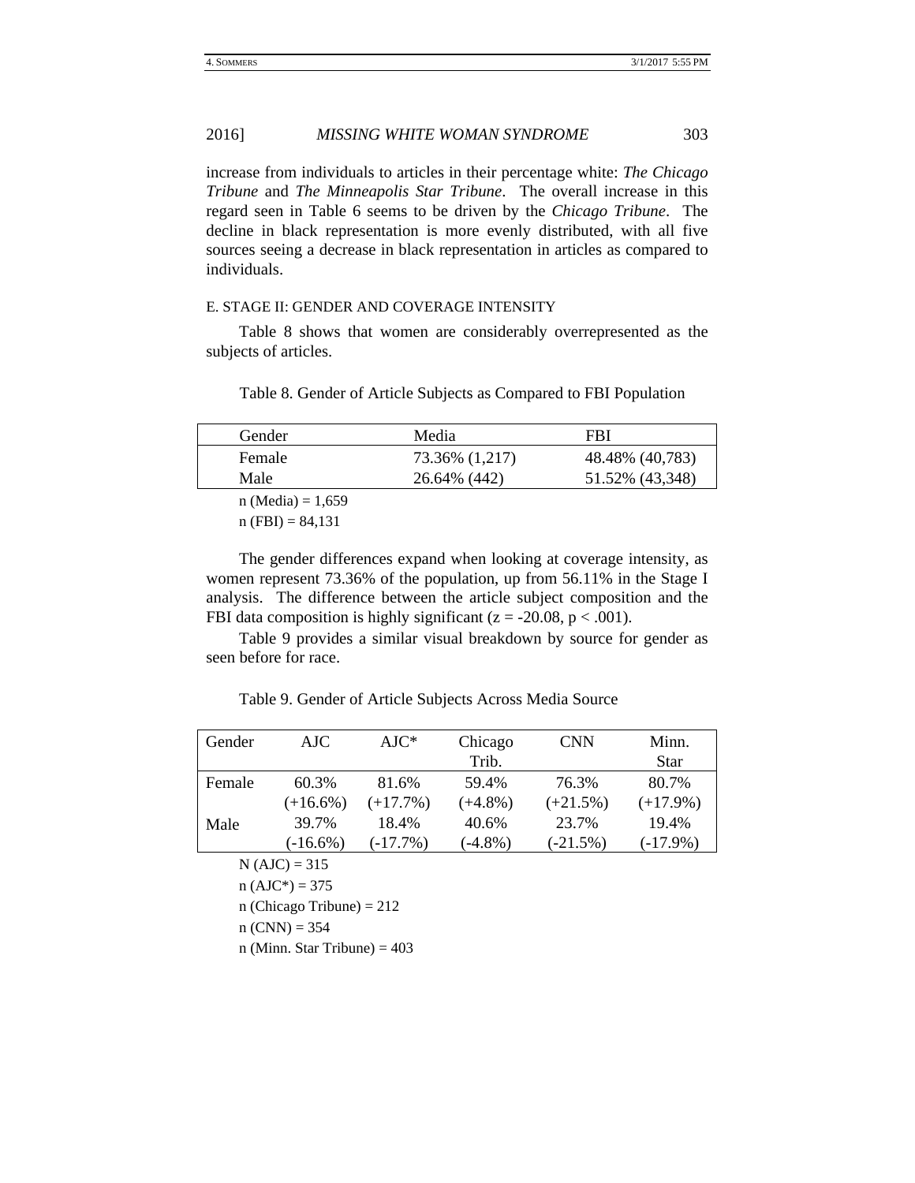increase from individuals to articles in their percentage white: *The Chicago Tribune* and *The Minneapolis Star Tribune*. The overall increase in this regard seen in Table 6 seems to be driven by the *Chicago Tribune*. The decline in black representation is more evenly distributed, with all five sources seeing a decrease in black representation in articles as compared to individuals.

### E. STAGE II: GENDER AND COVERAGE INTENSITY

Table 8 shows that women are considerably overrepresented as the subjects of articles.

Table 8. Gender of Article Subjects as Compared to FBI Population

| Gender | Media | FBI |
|---|---|---|
| Female | 73.36% (1,217) | 48.48% (40,783) |
| Male | 26.64% (442) | 51.52% (43,348) |

n (Media) = 1,659

n (FBI) = 84,131

The gender differences expand when looking at coverage intensity, as women represent 73.36% of the population, up from 56.11% in the Stage I analysis. The difference between the article subject composition and the FBI data composition is highly significant ($z = -20.08$, $p < .001$).

Table 9 provides a similar visual breakdown by source for gender as seen before for race.

Table 9. Gender of Article Subjects Across Media Source

| Gender | AJC | AJC* | Chicago Trib. | CNN | Minn. Star |
|---|---|---|---|---|---|
| Female | 60.3% (+16.6%) | 81.6% (+17.7%) | 59.4% (+4.8%) | 76.3% (+21.5%) | 80.7% (+17.9%) |
| Male | 39.7% (-16.6%) | 18.4% (-17.7%) | 40.6% (-4.8%) | 23.7% (-21.5%) | 19.4% (-17.9%) |

N (AJC) = 315

n (AJC*) = 375

n (Chicago Tribune) = 212

n (CNN) = 354

n (Minn. Star Tribune) = 403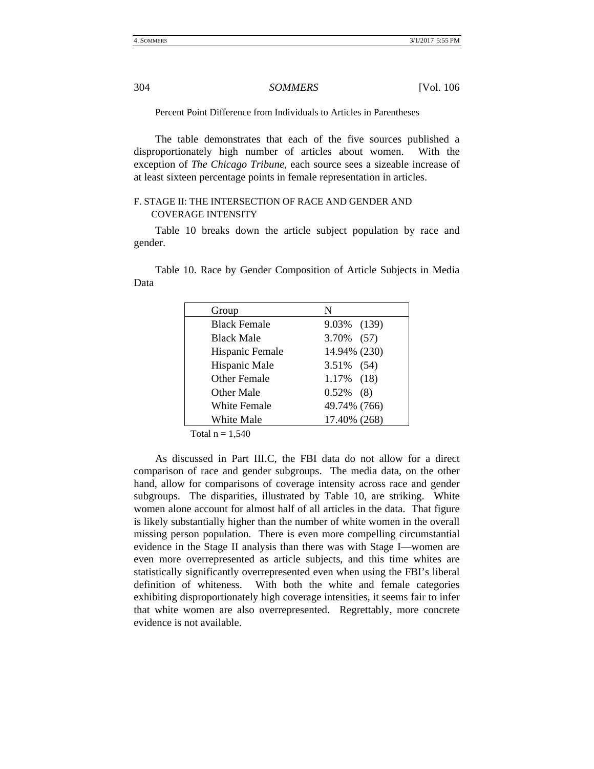Percent Point Difference from Individuals to Articles in Parentheses

The table demonstrates that each of the five sources published a disproportionately high number of articles about women. With the exception of *The Chicago Tribune*, each source sees a sizeable increase of at least sixteen percentage points in female representation in articles.

### F. STAGE II: THE INTERSECTION OF RACE AND GENDER AND COVERAGE INTENSITY

Table 10 breaks down the article subject population by race and gender.

Table 10. Race by Gender Composition of Article Subjects in Media Data

| Group | N |
|---|---|
| Black Female | 9.03% (139) |
| Black Male | 3.70% (57) |
| Hispanic Female | 14.94% (230) |
| Hispanic Male | 3.51% (54) |
| Other Female | 1.17% (18) |
| Other Male | 0.52% (8) |
| White Female | 49.74% (766) |
| White Male | 17.40% (268) |

Total n = 1,540

As discussed in Part III.C, the FBI data do not allow for a direct comparison of race and gender subgroups. The media data, on the other hand, allow for comparisons of coverage intensity across race and gender subgroups. The disparities, illustrated by Table 10, are striking. White women alone account for almost half of all articles in the data. That figure is likely substantially higher than the number of white women in the overall missing person population. There is even more compelling circumstantial evidence in the Stage II analysis than there was with Stage I—women are even more overrepresented as article subjects, and this time whites are statistically significantly overrepresented even when using the FBI's liberal definition of whiteness. With both the white and female categories exhibiting disproportionately high coverage intensities, it seems fair to infer that white women are also overrepresented. Regrettably, more concrete evidence is not available.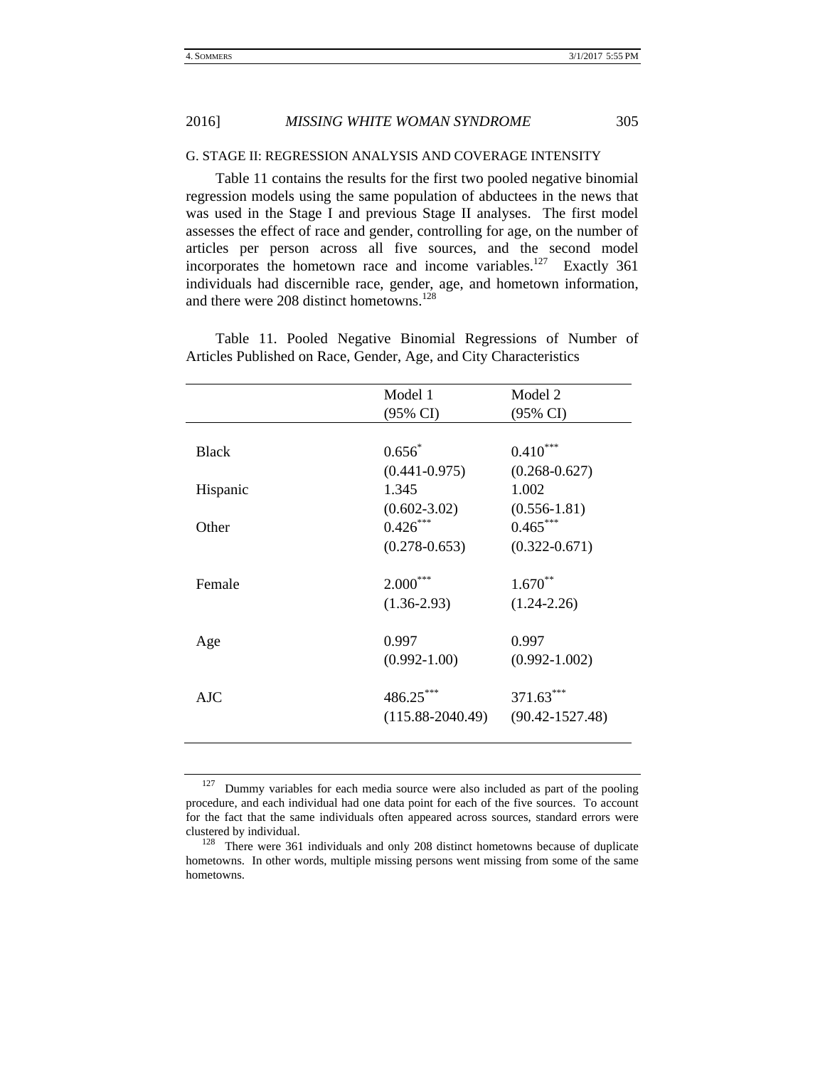### G. Stage II: Regression Analysis and Coverage Intensity

Table 11 contains the results for the first two pooled negative binomial regression models using the same population of abductees in the news that was used in the Stage I and previous Stage II analyses. The first model assesses the effect of race and gender, controlling for age, on the number of articles per person across all five sources, and the second model incorporates the hometown race and income variables.[127] Exactly 361 individuals had discernible race, gender, age, and hometown information, and there were 208 distinct hometowns.[128]

Table 11. Pooled Negative Binomial Regressions of Number of Articles Published on Race, Gender, Age, and City Characteristics

| | Model 1 (95% CI) | Model 2 (95% CI) |
|---|---|---|
| Black | 0.656* | 0.410*** |
| | (0.441-0.975) | (0.268-0.627) |
| Hispanic | 1.345 | 1.002 |
| | (0.602-3.02) | (0.556-1.81) |
| Other | 0.426*** | 0.465*** |
| | (0.278-0.653) | (0.322-0.671) |
| Female | 2.000*** | 1.670** |
| | (1.36-2.93) | (1.24-2.26) |
| Age | 0.997 | 0.997 |
| | (0.992-1.00) | (0.992-1.002) |
| AJC | 486.25*** | 371.63*** |
| | (115.88-2040.49) | (90.42-1527.48) |

---

[127] Dummy variables for each media source were also included as part of the pooling procedure, and each individual had one data point for each of the five sources. To account for the fact that the same individuals often appeared across sources, standard errors were clustered by individual.

[128] There were 361 individuals and only 208 distinct hometowns because of duplicate hometowns. In other words, multiple missing persons went missing from some of the same hometowns.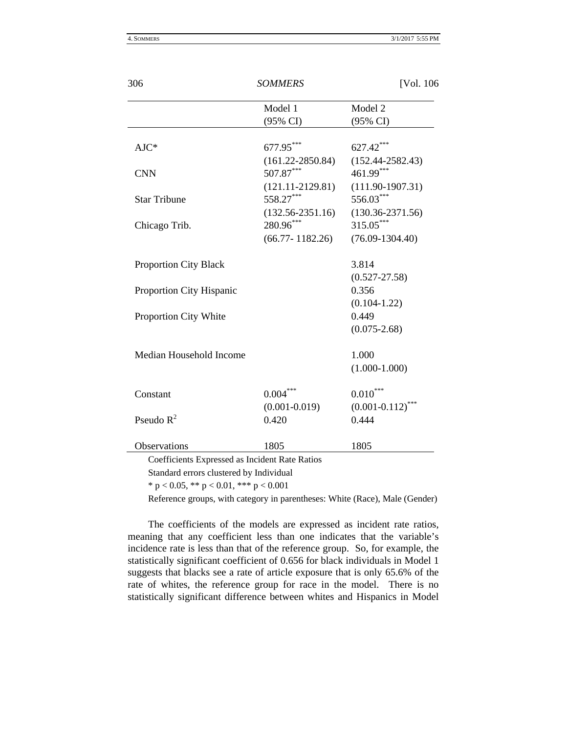| | Model 1 (95% CI) | Model 2 (95% CI) |
|---|---|---|
| AJC* | 677.95*** | 627.42*** |
| | (161.22-2850.84) | (152.44-2582.43) |
| CNN | 507.87*** | 461.99*** |
| | (121.11-2129.81) | (111.90-1907.31) |
| Star Tribune | 558.27*** | 556.03*** |
| | (132.56-2351.16) | (130.36-2371.56) |
| Chicago Trib. | 280.96*** | 315.05*** |
| | (66.77- 1182.26) | (76.09-1304.40) |
| Proportion City Black | | 3.814 |
| | | (0.527-27.58) |
| Proportion City Hispanic | | 0.356 |
| | | (0.104-1.22) |
| Proportion City White | | 0.449 |
| | | (0.075-2.68) |
| Median Household Income | | 1.000 |
| | | (1.000-1.000) |
| Constant | 0.004*** | 0.010*** |
| | (0.001-0.019) | (0.001-0.112)*** |
| Pseudo $R^2$ | 0.420 | 0.444 |
| Observations | 1805 | 1805 |

Coefficients Expressed as Incident Rate Ratios

Standard errors clustered by Individual

* $p < 0.05$, ** $p < 0.01$, *** $p < 0.001$

Reference groups, with category in parentheses: White (Race), Male (Gender)

The coefficients of the models are expressed as incident rate ratios, meaning that any coefficient less than one indicates that the variable's incidence rate is less than that of the reference group. So, for example, the statistically significant coefficient of 0.656 for black individuals in Model 1 suggests that blacks see a rate of article exposure that is only 65.6% of the rate of whites, the reference group for race in the model. There is no statistically significant difference between whites and Hispanics in Model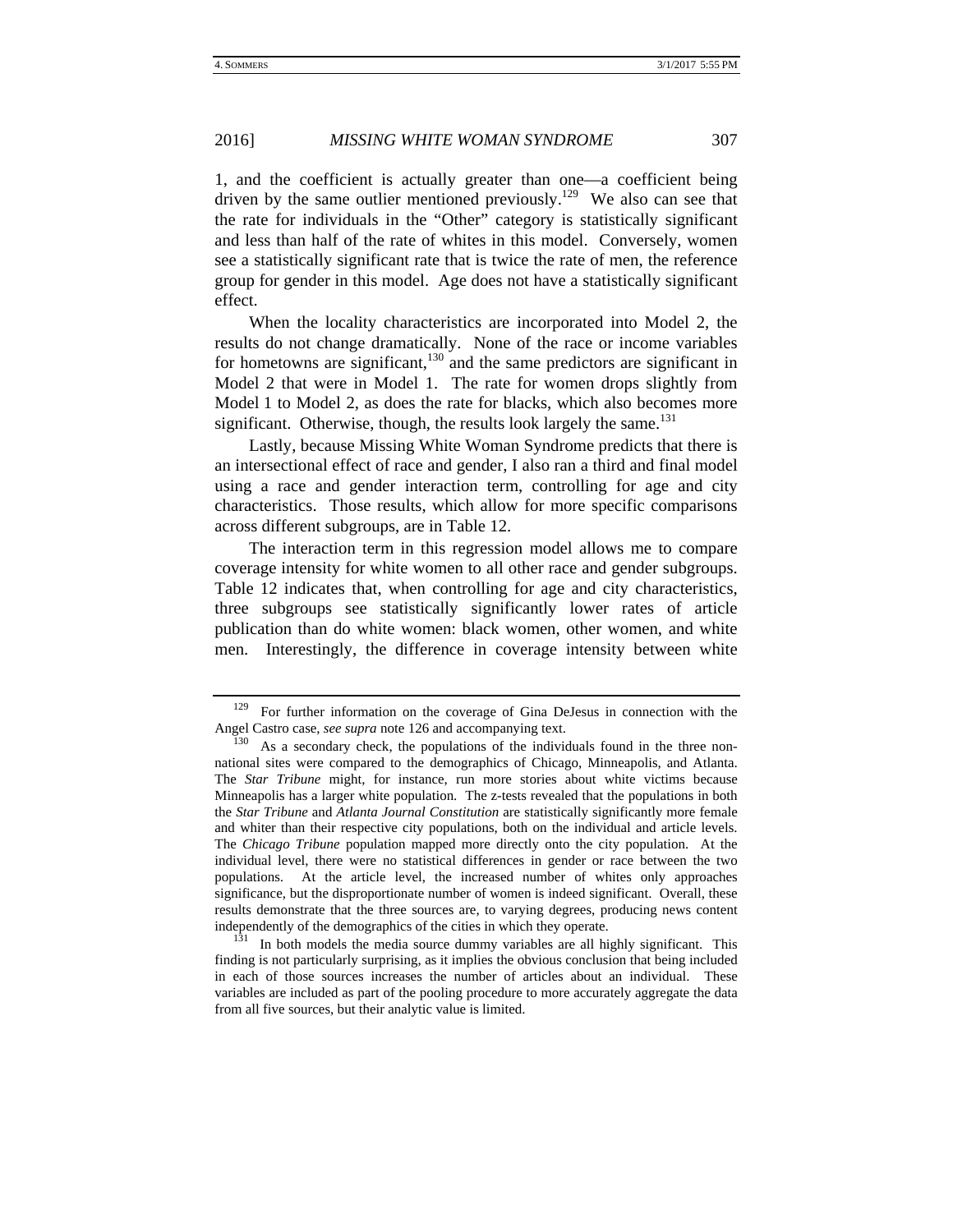1, and the coefficient is actually greater than one—a coefficient being driven by the same outlier mentioned previously.[129] We also can see that the rate for individuals in the "Other" category is statistically significant and less than half of the rate of whites in this model. Conversely, women see a statistically significant rate that is twice the rate of men, the reference group for gender in this model. Age does not have a statistically significant effect.

When the locality characteristics are incorporated into Model 2, the results do not change dramatically. None of the race or income variables for hometowns are significant,[130] and the same predictors are significant in Model 2 that were in Model 1. The rate for women drops slightly from Model 1 to Model 2, as does the rate for blacks, which also becomes more significant. Otherwise, though, the results look largely the same.[131]

Lastly, because Missing White Woman Syndrome predicts that there is an intersectional effect of race and gender, I also ran a third and final model using a race and gender interaction term, controlling for age and city characteristics. Those results, which allow for more specific comparisons across different subgroups, are in Table 12.

The interaction term in this regression model allows me to compare coverage intensity for white women to all other race and gender subgroups. Table 12 indicates that, when controlling for age and city characteristics, three subgroups see statistically significantly lower rates of article publication than do white women: black women, other women, and white men. Interestingly, the difference in coverage intensity between white

---

[129] For further information on the coverage of Gina DeJesus in connection with the Angel Castro case, *see supra* note 126 and accompanying text.

[130] As a secondary check, the populations of the individuals found in the three non-national sites were compared to the demographics of Chicago, Minneapolis, and Atlanta. The *Star Tribune* might, for instance, run more stories about white victims because Minneapolis has a larger white population. The z-tests revealed that the populations in both the *Star Tribune* and *Atlanta Journal Constitution* are statistically significantly more female and whiter than their respective city populations, both on the individual and article levels. The *Chicago Tribune* population mapped more directly onto the city population. At the individual level, there were no statistical differences in gender or race between the two populations. At the article level, the increased number of whites only approaches significance, but the disproportionate number of women is indeed significant. Overall, these results demonstrate that the three sources are, to varying degrees, producing news content independently of the demographics of the cities in which they operate.

[131] In both models the media source dummy variables are all highly significant. This finding is not particularly surprising, as it implies the obvious conclusion that being included in each of those sources increases the number of articles about an individual. These variables are included as part of the pooling procedure to more accurately aggregate the data from all five sources, but their analytic value is limited.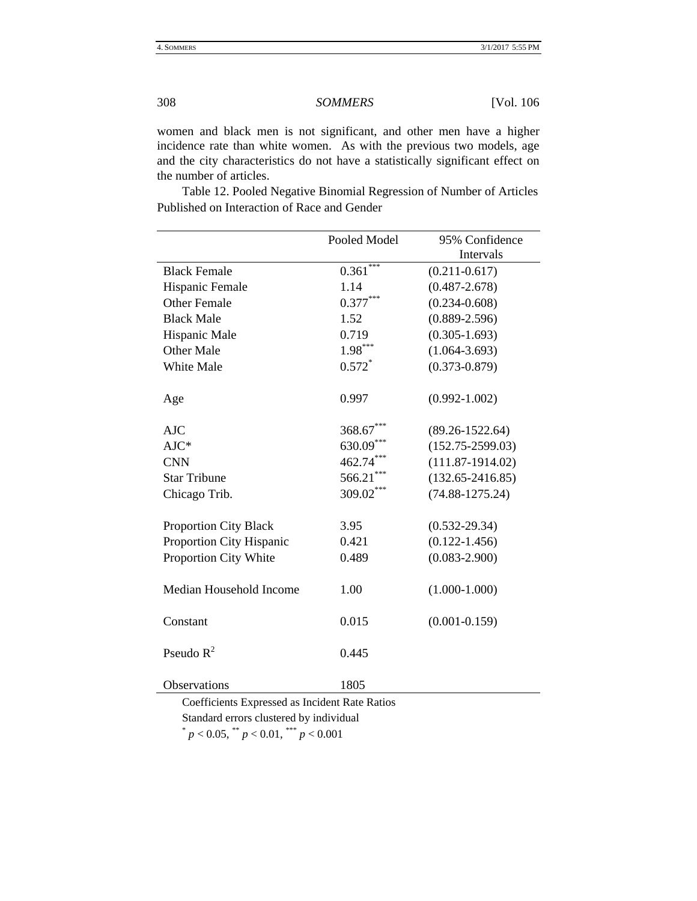women and black men is not significant, and other men have a higher incidence rate than white women. As with the previous two models, age and the city characteristics do not have a statistically significant effect on the number of articles.

Table 12. Pooled Negative Binomial Regression of Number of Articles Published on Interaction of Race and Gender

| | Pooled Model | 95% Confidence Intervals |
|---|---|---|
| Black Female | $0.361^{***}$ | (0.211-0.617) |
| Hispanic Female | 1.14 | (0.487-2.678) |
| Other Female | $0.377^{***}$ | (0.234-0.608) |
| Black Male | 1.52 | (0.889-2.596) |
| Hispanic Male | 0.719 | (0.305-1.693) |
| Other Male | $1.98^{***}$ | (1.064-3.693) |
| White Male | $0.572^{*}$ | (0.373-0.879) |
| Age | 0.997 | (0.992-1.002) |
| AJC | $368.67^{***}$ | (89.26-1522.64) |
| AJC* | $630.09^{***}$ | (152.75-2599.03) |
| CNN | $462.74^{***}$ | (111.87-1914.02) |
| Star Tribune | $566.21^{***}$ | (132.65-2416.85) |
| Chicago Trib. | $309.02^{***}$ | (74.88-1275.24) |
| Proportion City Black | 3.95 | (0.532-29.34) |
| Proportion City Hispanic | 0.421 | (0.122-1.456) |
| Proportion City White | 0.489 | (0.083-2.900) |
| Median Household Income | 1.00 | (1.000-1.000) |
| Constant | 0.015 | (0.001-0.159) |
| Pseudo $R^2$ | 0.445 | |
| Observations | 1805 | |

Coefficients Expressed as Incident Rate Ratios

Standard errors clustered by individual

$^{*}$ $p < 0.05$, $^{**}$ $p < 0.01$, $^{***}$ $p < 0.001$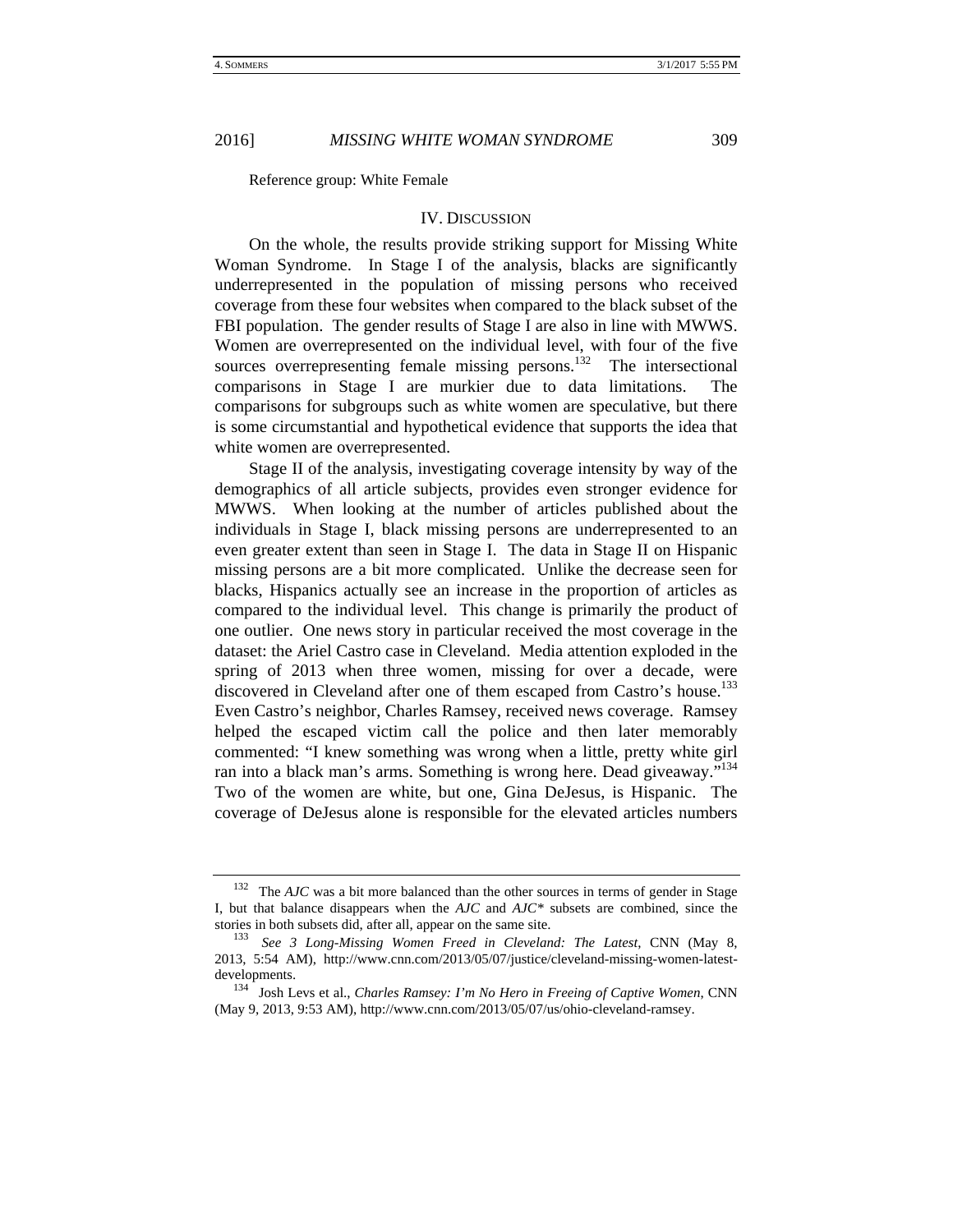Reference group: White Female

## IV. DISCUSSION

On the whole, the results provide striking support for Missing White Woman Syndrome. In Stage I of the analysis, blacks are significantly underrepresented in the population of missing persons who received coverage from these four websites when compared to the black subset of the FBI population. The gender results of Stage I are also in line with MWWS. Women are overrepresented on the individual level, with four of the five sources overrepresenting female missing persons.[132] The intersectional comparisons in Stage I are murkier due to data limitations. The comparisons for subgroups such as white women are speculative, but there is some circumstantial and hypothetical evidence that supports the idea that white women are overrepresented.

Stage II of the analysis, investigating coverage intensity by way of the demographics of all article subjects, provides even stronger evidence for MWWS. When looking at the number of articles published about the individuals in Stage I, black missing persons are underrepresented to an even greater extent than seen in Stage I. The data in Stage II on Hispanic missing persons are a bit more complicated. Unlike the decrease seen for blacks, Hispanics actually see an increase in the proportion of articles as compared to the individual level. This change is primarily the product of one outlier. One news story in particular received the most coverage in the dataset: the Ariel Castro case in Cleveland. Media attention exploded in the spring of 2013 when three women, missing for over a decade, were discovered in Cleveland after one of them escaped from Castro's house.[133] Even Castro's neighbor, Charles Ramsey, received news coverage. Ramsey helped the escaped victim call the police and then later memorably commented: "I knew something was wrong when a little, pretty white girl ran into a black man's arms. Something is wrong here. Dead giveaway."[134] Two of the women are white, but one, Gina DeJesus, is Hispanic. The coverage of DeJesus alone is responsible for the elevated articles numbers

---

[132] The *AJC* was a bit more balanced than the other sources in terms of gender in Stage I, but that balance disappears when the *AJC* and *AJC\** subsets are combined, since the stories in both subsets did, after all, appear on the same site.

[133] *See 3 Long-Missing Women Freed in Cleveland: The Latest*, CNN (May 8, 2013, 5:54 AM), http://www.cnn.com/2013/05/07/justice/cleveland-missing-women-latest-developments.

[134] Josh Levs et al., *Charles Ramsey: I'm No Hero in Freeing of Captive Women*, CNN (May 9, 2013, 9:53 AM), http://www.cnn.com/2013/05/07/us/ohio-cleveland-ramsey.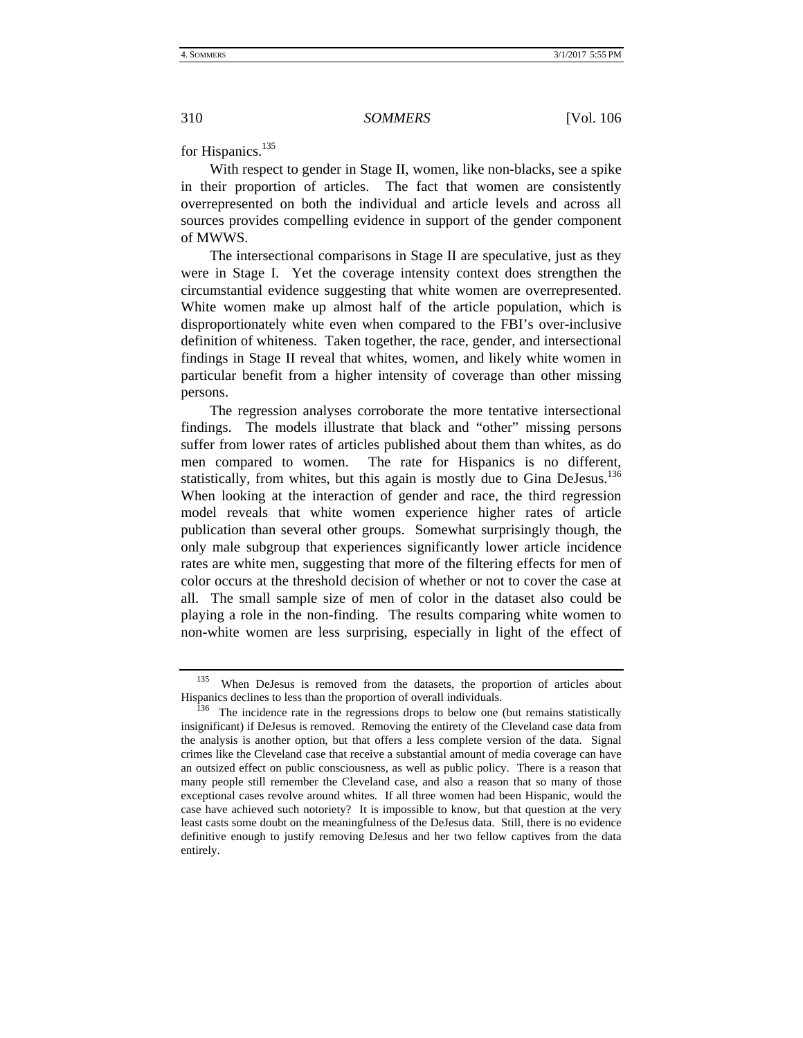for Hispanics.[135]

With respect to gender in Stage II, women, like non-blacks, see a spike in their proportion of articles. The fact that women are consistently overrepresented on both the individual and article levels and across all sources provides compelling evidence in support of the gender component of MWWS.

The intersectional comparisons in Stage II are speculative, just as they were in Stage I. Yet the coverage intensity context does strengthen the circumstantial evidence suggesting that white women are overrepresented. White women make up almost half of the article population, which is disproportionately white even when compared to the FBI's over-inclusive definition of whiteness. Taken together, the race, gender, and intersectional findings in Stage II reveal that whites, women, and likely white women in particular benefit from a higher intensity of coverage than other missing persons.

The regression analyses corroborate the more tentative intersectional findings. The models illustrate that black and "other" missing persons suffer from lower rates of articles published about them than whites, as do men compared to women. The rate for Hispanics is no different, statistically, from whites, but this again is mostly due to Gina DeJesus.[136] When looking at the interaction of gender and race, the third regression model reveals that white women experience higher rates of article publication than several other groups. Somewhat surprisingly though, the only male subgroup that experiences significantly lower article incidence rates are white men, suggesting that more of the filtering effects for men of color occurs at the threshold decision of whether or not to cover the case at all. The small sample size of men of color in the dataset also could be playing a role in the non-finding. The results comparing white women to non-white women are less surprising, especially in light of the effect of

---

[135] When DeJesus is removed from the datasets, the proportion of articles about Hispanics declines to less than the proportion of overall individuals.

[136] The incidence rate in the regressions drops to below one (but remains statistically insignificant) if DeJesus is removed. Removing the entirety of the Cleveland case data from the analysis is another option, but that offers a less complete version of the data. Signal crimes like the Cleveland case that receive a substantial amount of media coverage can have an outsized effect on public consciousness, as well as public policy. There is a reason that many people still remember the Cleveland case, and also a reason that so many of those exceptional cases revolve around whites. If all three women had been Hispanic, would the case have achieved such notoriety? It is impossible to know, but that question at the very least casts some doubt on the meaningfulness of the DeJesus data. Still, there is no evidence definitive enough to justify removing DeJesus and her two fellow captives from the data entirely.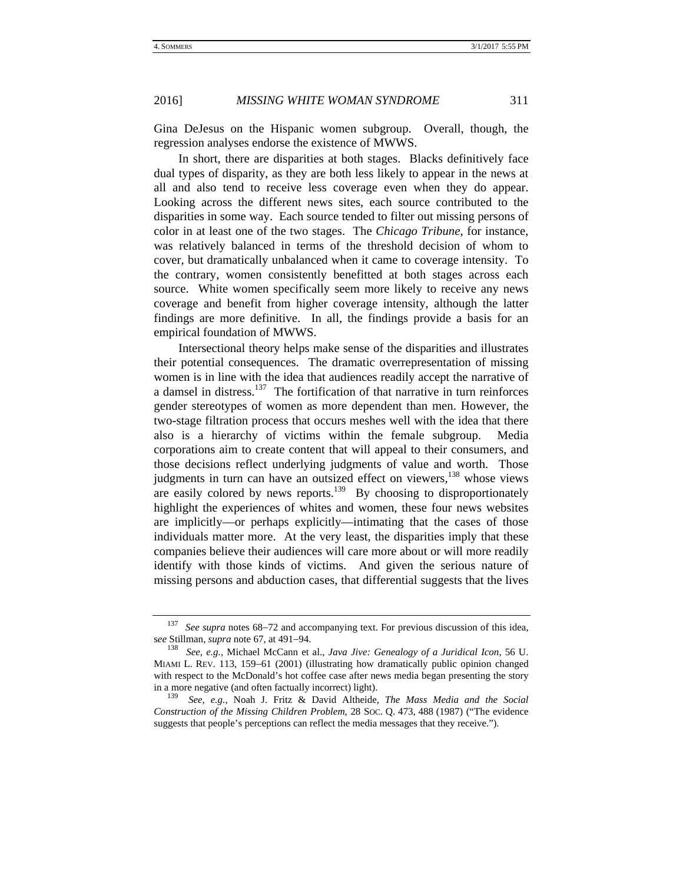Gina DeJesus on the Hispanic women subgroup. Overall, though, the regression analyses endorse the existence of MWWS.

In short, there are disparities at both stages. Blacks definitively face dual types of disparity, as they are both less likely to appear in the news at all and also tend to receive less coverage even when they do appear. Looking across the different news sites, each source contributed to the disparities in some way. Each source tended to filter out missing persons of color in at least one of the two stages. The *Chicago Tribune*, for instance, was relatively balanced in terms of the threshold decision of whom to cover, but dramatically unbalanced when it came to coverage intensity. To the contrary, women consistently benefitted at both stages across each source. White women specifically seem more likely to receive any news coverage and benefit from higher coverage intensity, although the latter findings are more definitive. In all, the findings provide a basis for an empirical foundation of MWWS.

Intersectional theory helps make sense of the disparities and illustrates their potential consequences. The dramatic overrepresentation of missing women is in line with the idea that audiences readily accept the narrative of a damsel in distress.[137] The fortification of that narrative in turn reinforces gender stereotypes of women as more dependent than men. However, the two-stage filtration process that occurs meshes well with the idea that there also is a hierarchy of victims within the female subgroup. Media corporations aim to create content that will appeal to their consumers, and those decisions reflect underlying judgments of value and worth. Those judgments in turn can have an outsized effect on viewers,[138] whose views are easily colored by news reports.[139] By choosing to disproportionately highlight the experiences of whites and women, these four news websites are implicitly—or perhaps explicitly—intimating that the cases of those individuals matter more. At the very least, the disparities imply that these companies believe their audiences will care more about or will more readily identify with those kinds of victims. And given the serious nature of missing persons and abduction cases, that differential suggests that the lives

---

[137] *See supra* notes 68–72 and accompanying text. For previous discussion of this idea, s*ee* Stillman, *supra* note 67, at 491–94.

[138] *See, e.g.*, Michael McCann et al., *Java Jive: Genealogy of a Juridical Icon*, 56 U. MIAMI L. REV. 113, 159–61 (2001) (illustrating how dramatically public opinion changed with respect to the McDonald's hot coffee case after news media began presenting the story in a more negative (and often factually incorrect) light).

[139] *See, e.g.*, Noah J. Fritz & David Altheide, *The Mass Media and the Social Construction of the Missing Children Problem*, 28 SOC. Q. 473, 488 (1987) ("The evidence suggests that people's perceptions can reflect the media messages that they receive.").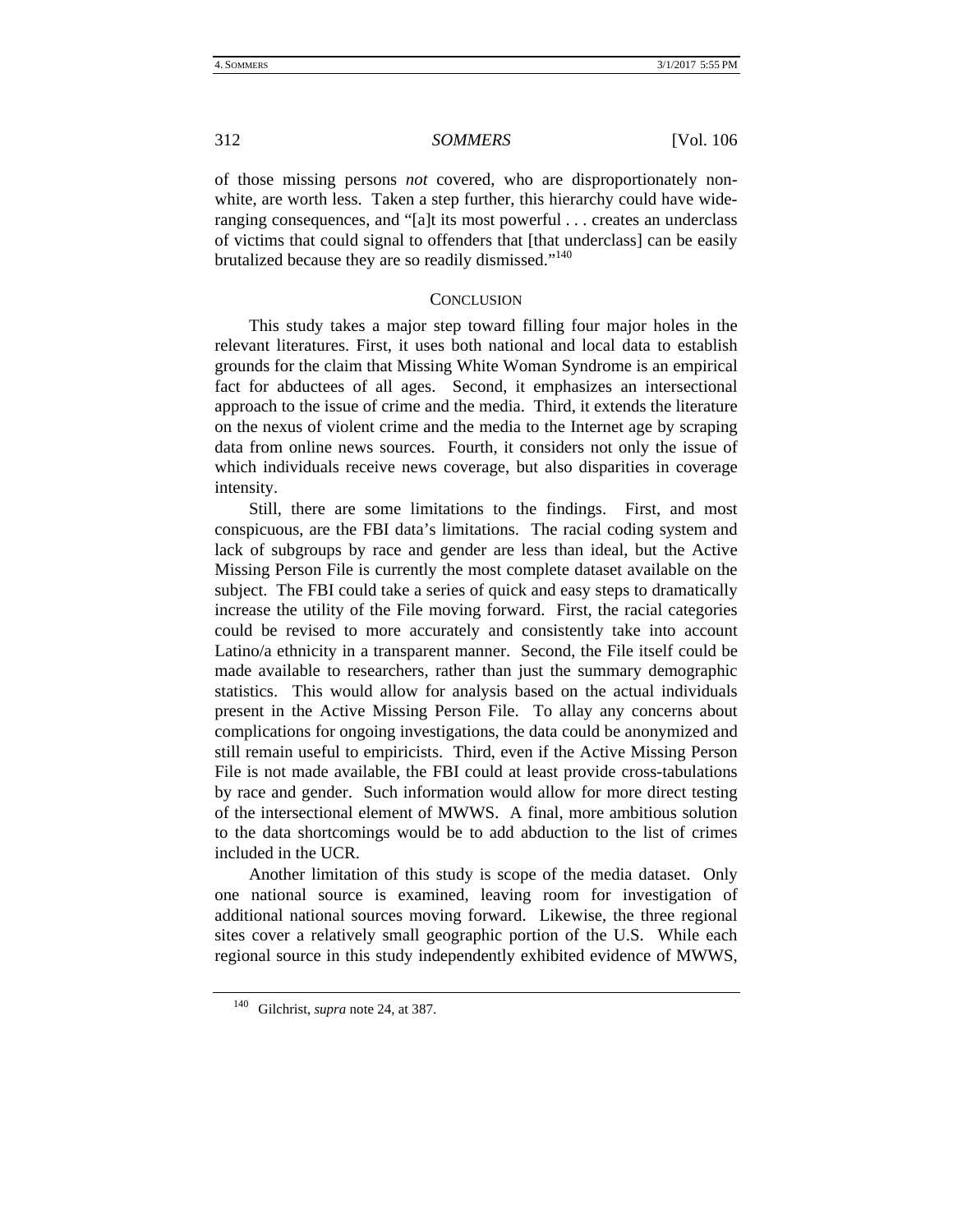of those missing persons *not* covered, who are disproportionately non-white, are worth less. Taken a step further, this hierarchy could have wide-ranging consequences, and "[a]t its most powerful . . . creates an underclass of victims that could signal to offenders that [that underclass] can be easily brutalized because they are so readily dismissed."[140]

## CONCLUSION

This study takes a major step toward filling four major holes in the relevant literatures. First, it uses both national and local data to establish grounds for the claim that Missing White Woman Syndrome is an empirical fact for abductees of all ages. Second, it emphasizes an intersectional approach to the issue of crime and the media. Third, it extends the literature on the nexus of violent crime and the media to the Internet age by scraping data from online news sources. Fourth, it considers not only the issue of which individuals receive news coverage, but also disparities in coverage intensity.

Still, there are some limitations to the findings. First, and most conspicuous, are the FBI data's limitations. The racial coding system and lack of subgroups by race and gender are less than ideal, but the Active Missing Person File is currently the most complete dataset available on the subject. The FBI could take a series of quick and easy steps to dramatically increase the utility of the File moving forward. First, the racial categories could be revised to more accurately and consistently take into account Latino/a ethnicity in a transparent manner. Second, the File itself could be made available to researchers, rather than just the summary demographic statistics. This would allow for analysis based on the actual individuals present in the Active Missing Person File. To allay any concerns about complications for ongoing investigations, the data could be anonymized and still remain useful to empiricists. Third, even if the Active Missing Person File is not made available, the FBI could at least provide cross-tabulations by race and gender. Such information would allow for more direct testing of the intersectional element of MWWS. A final, more ambitious solution to the data shortcomings would be to add abduction to the list of crimes included in the UCR.

Another limitation of this study is scope of the media dataset. Only one national source is examined, leaving room for investigation of additional national sources moving forward. Likewise, the three regional sites cover a relatively small geographic portion of the U.S. While each regional source in this study independently exhibited evidence of MWWS,

---

[140] Gilchrist, *supra* note 24, at 387.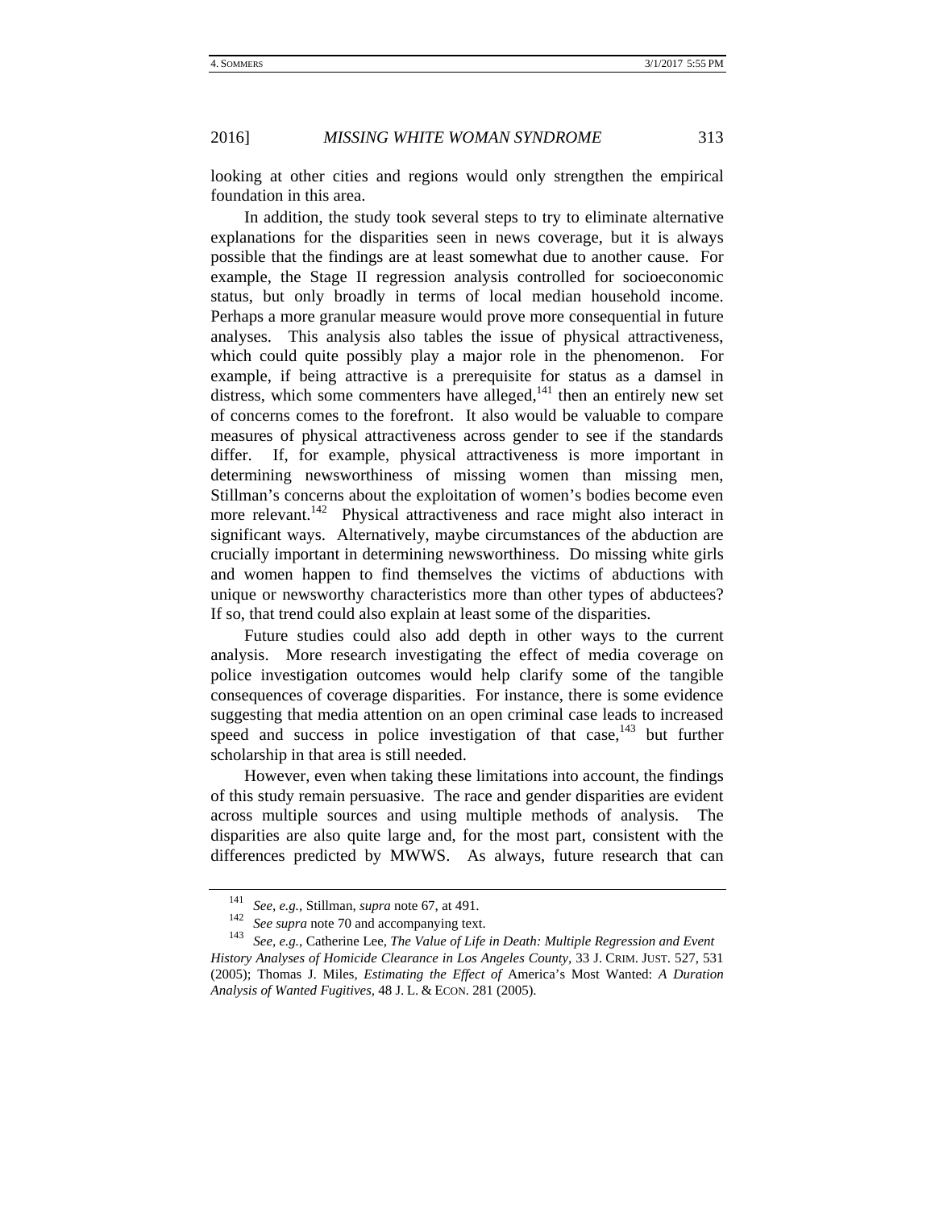looking at other cities and regions would only strengthen the empirical foundation in this area.

In addition, the study took several steps to try to eliminate alternative explanations for the disparities seen in news coverage, but it is always possible that the findings are at least somewhat due to another cause. For example, the Stage II regression analysis controlled for socioeconomic status, but only broadly in terms of local median household income. Perhaps a more granular measure would prove more consequential in future analyses. This analysis also tables the issue of physical attractiveness, which could quite possibly play a major role in the phenomenon. For example, if being attractive is a prerequisite for status as a damsel in distress, which some commenters have alleged,[141] then an entirely new set of concerns comes to the forefront. It also would be valuable to compare measures of physical attractiveness across gender to see if the standards differ. If, for example, physical attractiveness is more important in determining newsworthiness of missing women than missing men, Stillman's concerns about the exploitation of women's bodies become even more relevant.[142] Physical attractiveness and race might also interact in significant ways. Alternatively, maybe circumstances of the abduction are crucially important in determining newsworthiness. Do missing white girls and women happen to find themselves the victims of abductions with unique or newsworthy characteristics more than other types of abductees? If so, that trend could also explain at least some of the disparities.

Future studies could also add depth in other ways to the current analysis. More research investigating the effect of media coverage on police investigation outcomes would help clarify some of the tangible consequences of coverage disparities. For instance, there is some evidence suggesting that media attention on an open criminal case leads to increased speed and success in police investigation of that case,[143] but further scholarship in that area is still needed.

However, even when taking these limitations into account, the findings of this study remain persuasive. The race and gender disparities are evident across multiple sources and using multiple methods of analysis. The disparities are also quite large and, for the most part, consistent with the differences predicted by MWWS. As always, future research that can

---

[141] *See, e.g.*, Stillman, *supra* note 67, at 491.

[142] *See supra* note 70 and accompanying text.

[143] *See, e.g.*, Catherine Lee, *The Value of Life in Death: Multiple Regression and Event History Analyses of Homicide Clearance in Los Angeles County*, 33 J. CRIM. JUST. 527, 531 (2005); Thomas J. Miles, *Estimating the Effect of* America's Most Wanted: *A Duration Analysis of Wanted Fugitives*, 48 J. L. & ECON. 281 (2005).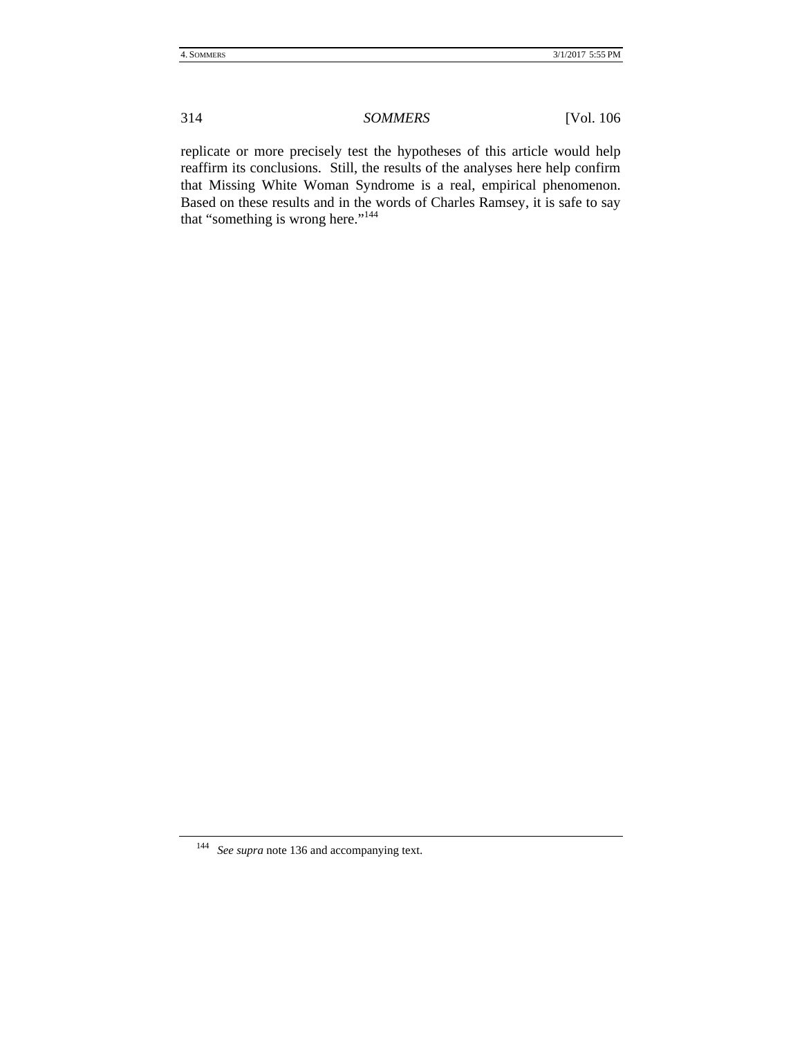replicate or more precisely test the hypotheses of this article would help reaffirm its conclusions. Still, the results of the analyses here help confirm that Missing White Woman Syndrome is a real, empirical phenomenon. Based on these results and in the words of Charles Ramsey, it is safe to say that "something is wrong here."[144]

[144] *See supra* note 136 and accompanying text.